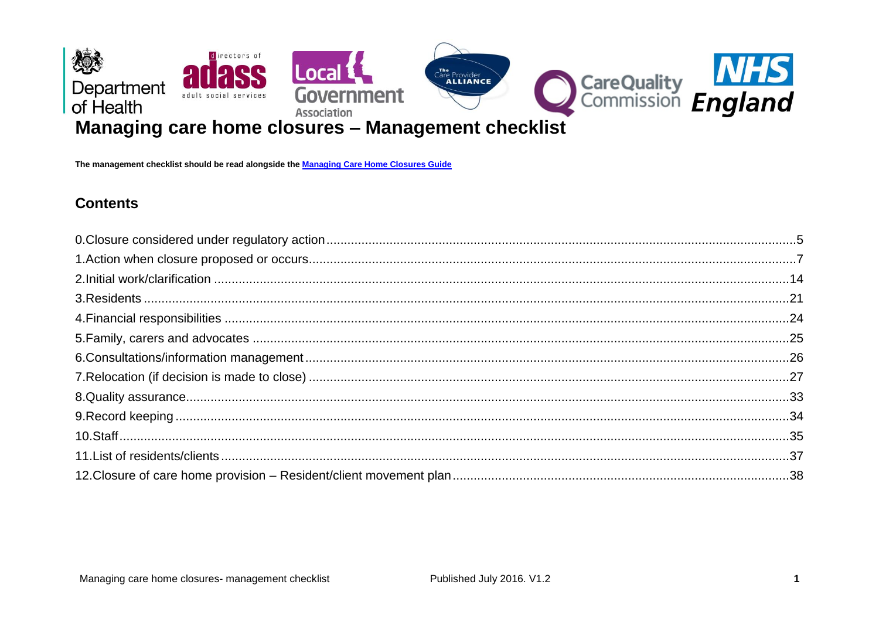# Managing care home closures – Management checklist

**The management checklist should be read alongside the Managing Care Home Closures Guide**

## Contents

0.Closure considered under regulatory action ....................................................5
1.Action when closure proposed or occurs ....................................................7
2.Initial work/clarification ....................................................14
3.Residents ....................................................21
4.Financial responsibilities ....................................................24
5.Family, carers and advocates ....................................................25
6.Consultations/information management ....................................................26
7.Relocation (if decision is made to close) ....................................................27
8.Quality assurance ....................................................33
9.Record keeping ....................................................34
10.Staff ....................................................35
11.List of residents/clients ....................................................37
12.Closure of care home provision – Resident/client movement plan ....................................................38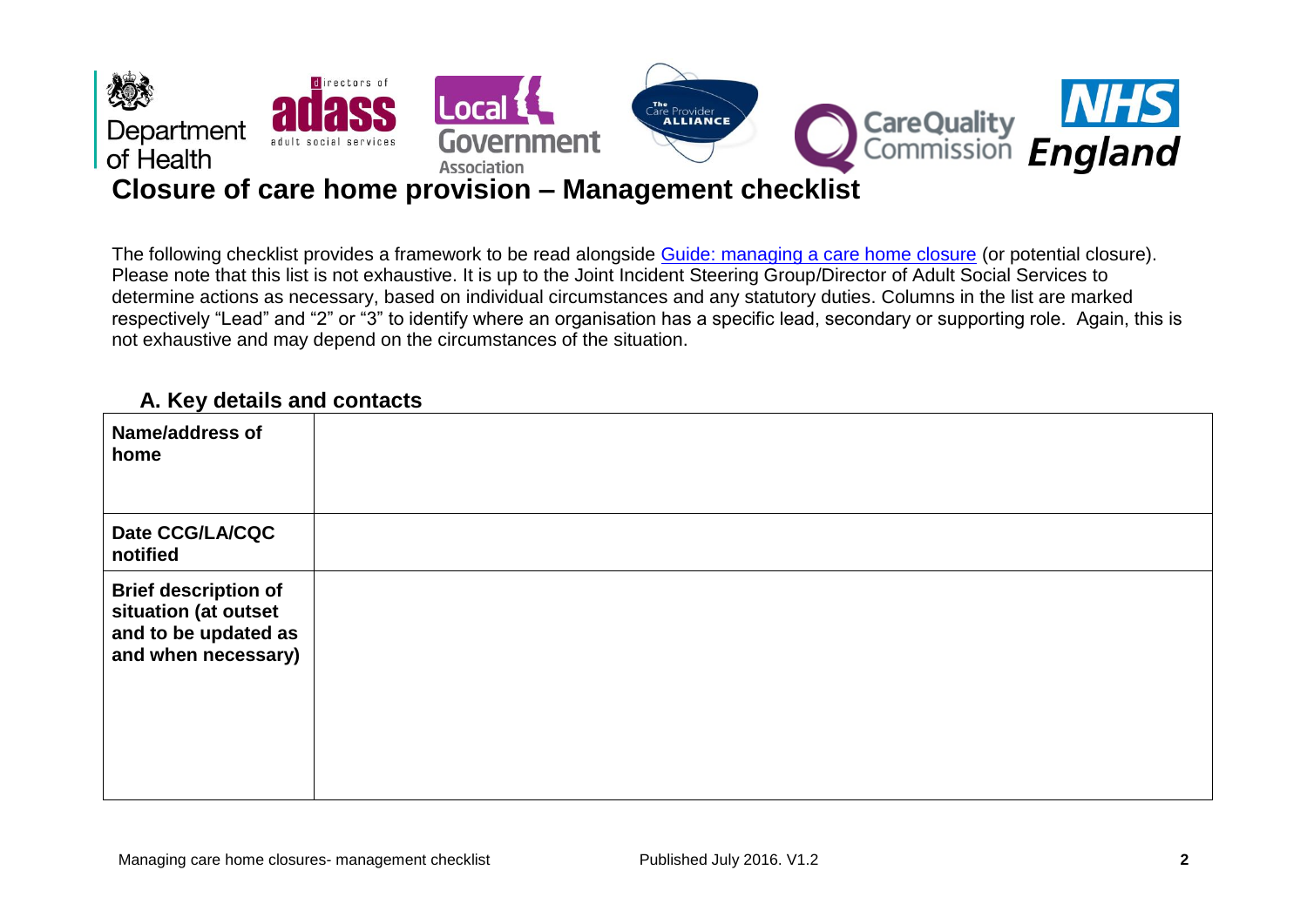# Closure of care home provision – Management checklist

The following checklist provides a framework to be read alongside [Guide: managing a care home closure]() (or potential closure). Please note that this list is not exhaustive. It is up to the Joint Incident Steering Group/Director of Adult Social Services to determine actions as necessary, based on individual circumstances and any statutory duties. Columns in the list are marked respectively "Lead" and "2" or "3" to identify where an organisation has a specific lead, secondary or supporting role. Again, this is not exhaustive and may depend on the circumstances of the situation.

## A. Key details and contacts

| | |
|---|---|
| **Name/address of home** | |
| **Date CCG/LA/CQC notified** | |
| **Brief description of situation (at outset and to be updated as and when necessary)** | |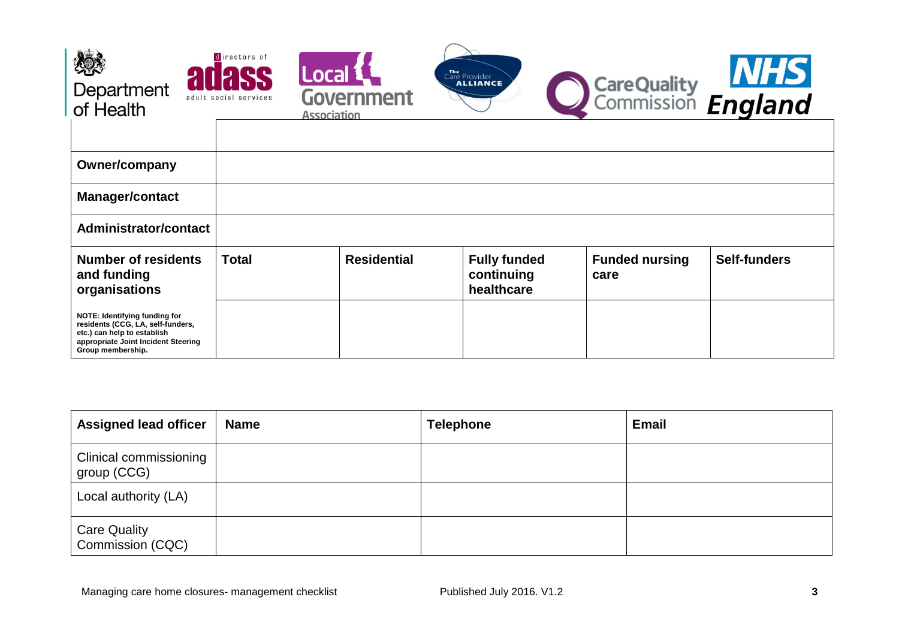| | | | | | |
|---|---|---|---|---|---|
| | | | | | |
| **Owner/company** | | | | | |
| **Manager/contact** | | | | | |
| **Administrator/contact** | | | | | |
| **Number of residents and funding organisations** | **Total** | **Residential** | **Fully funded continuing healthcare** | **Funded nursing care** | **Self-funders** |
| **NOTE: Identifying funding for residents (CCG, LA, self-funders, etc.) can help to establish appropriate Joint Incident Steering Group membership.** | | | | | |

| **Assigned lead officer** | **Name** | **Telephone** | **Email** |
|---|---|---|---|
| Clinical commissioning group (CCG) | | | |
| Local authority (LA) | | | |
| Care Quality Commission (CQC) | | | |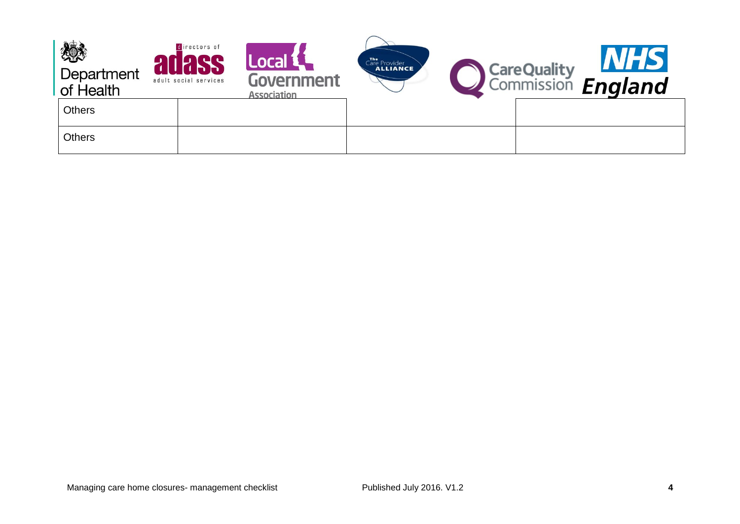| | | | |
|---|---|---|---|
| Others | | | |
| Others | | | |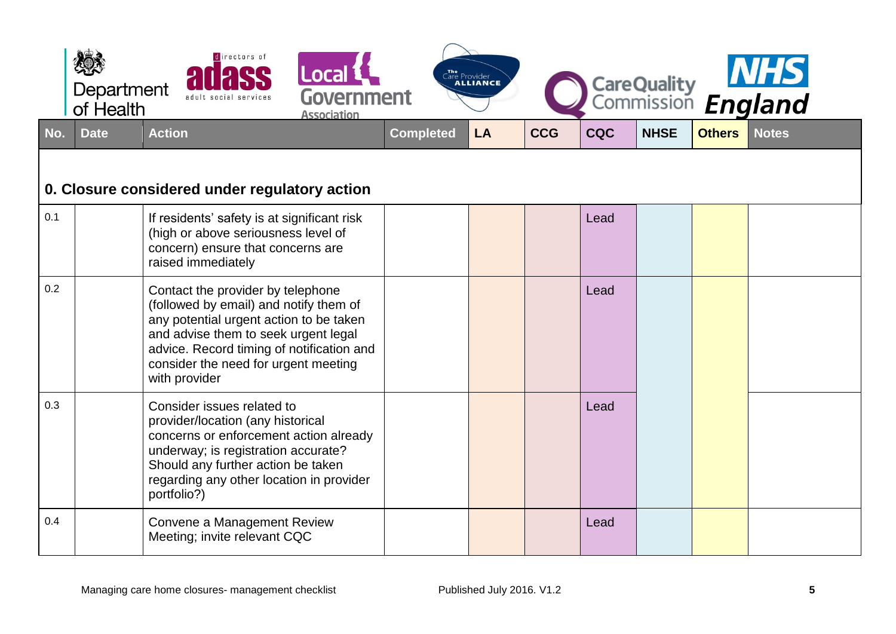| No. | Date | Action | Completed | LA | CCG | CQC | NHSE | Others | Notes |
|---|---|---|---|---|---|---|---|---|---|
| **0. Closure considered under regulatory action** | | | | | | | | | |
| 0.1 | | If residents' safety is at significant risk (high or above seriousness level of concern) ensure that concerns are raised immediately | | | | Lead | | | |
| 0.2 | | Contact the provider by telephone (followed by email) and notify them of any potential urgent action to be taken and advise them to seek urgent legal advice. Record timing of notification and consider the need for urgent meeting with provider | | | | Lead | | | |
| 0.3 | | Consider issues related to provider/location (any historical concerns or enforcement action already underway; is registration accurate? Should any further action be taken regarding any other location in provider portfolio?) | | | | Lead | | | |
| 0.4 | | Convene a Management Review Meeting; invite relevant CQC | | | | Lead | | | |

Managing care home closures- management checklist

Published July 2016. V1.2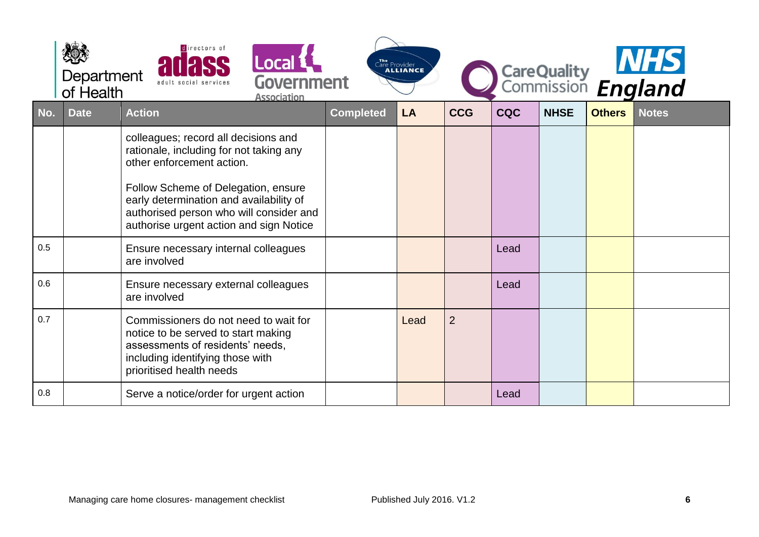| No. | Date | Action | Completed | LA | CCG | CQC | NHSE | Others | Notes |
|---|---|---|---|---|---|---|---|---|---|
| | | colleagues; record all decisions and rationale, including for not taking any other enforcement action.<br><br>Follow Scheme of Delegation, ensure early determination and availability of authorised person who will consider and authorise urgent action and sign Notice | | | | | | | |
| 0.5 | | Ensure necessary internal colleagues are involved | | | | Lead | | | |
| 0.6 | | Ensure necessary external colleagues are involved | | | | Lead | | | |
| 0.7 | | Commissioners do not need to wait for notice to be served to start making assessments of residents' needs, including identifying those with prioritised health needs | | Lead | 2 | | | | |
| 0.8 | | Serve a notice/order for urgent action | | | | Lead | | | |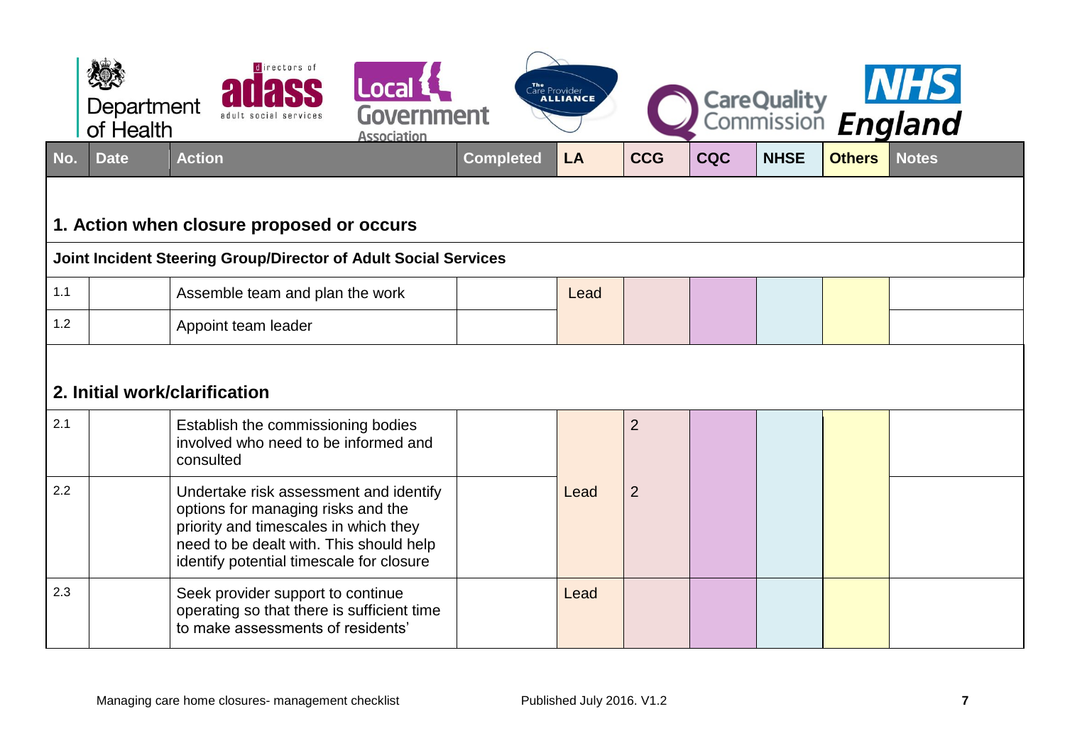Department of Health | adass directors of adult social services | Local Government Association | The Care Provider Alliance | Care Quality Commission | NHS England

| No. | Date | Action | Completed | LA | CCG | CQC | NHSE | Others | Notes |
|---|---|---|---|---|---|---|---|---|---|
| **1. Action when closure proposed or occurs** | | | | | | | | | |
| **Joint Incident Steering Group/Director of Adult Social Services** | | | | | | | | | |
| 1.1 | | Assemble team and plan the work | | Lead | | | | | |
| 1.2 | | Appoint team leader | | | | | | | |
| **2. Initial work/clarification** | | | | | | | | | |
| 2.1 | | Establish the commissioning bodies involved who need to be informed and consulted | | | 2 | | | | |
| 2.2 | | Undertake risk assessment and identify options for managing risks and the priority and timescales in which they need to be dealt with. This should help identify potential timescale for closure | | Lead | 2 | | | | |
| 2.3 | | Seek provider support to continue operating so that there is sufficient time to make assessments of residents' | | Lead | | | | | |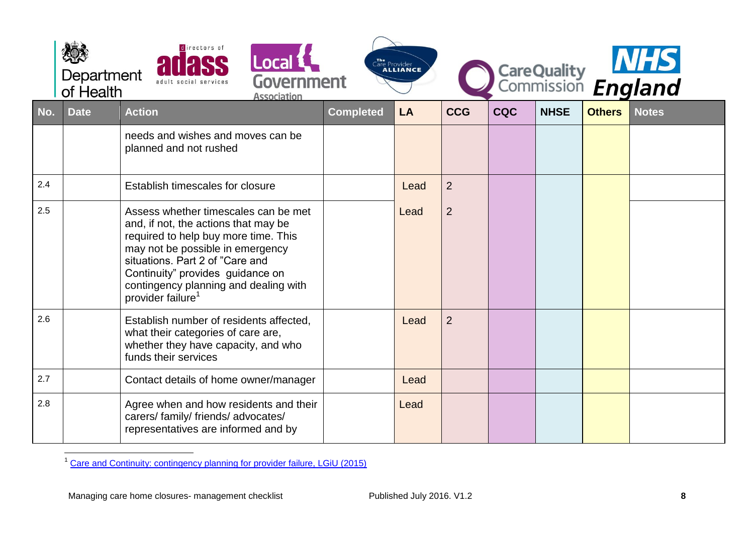| No. | Date | Action | Completed | LA | CCG | CQC | NHSE | Others | Notes |
|---|---|---|---|---|---|---|---|---|---|
| | | needs and wishes and moves can be planned and not rushed | | | | | | | |
| 2.4 | | Establish timescales for closure | | Lead | 2 | | | | |
| 2.5 | | Assess whether timescales can be met and, if not, the actions that may be required to help buy more time. This may not be possible in emergency situations. Part 2 of "Care and Continuity" provides guidance on contingency planning and dealing with provider failure[1] | | Lead | 2 | | | | |
| 2.6 | | Establish number of residents affected, what their categories of care are, whether they have capacity, and who funds their services | | Lead | 2 | | | | |
| 2.7 | | Contact details of home owner/manager | | Lead | | | | | |
| 2.8 | | Agree when and how residents and their carers/ family/ friends/ advocates/ representatives are informed and by | | Lead | | | | | |

[1] Care and Continuity: contingency planning for provider failure, LGiU (2015)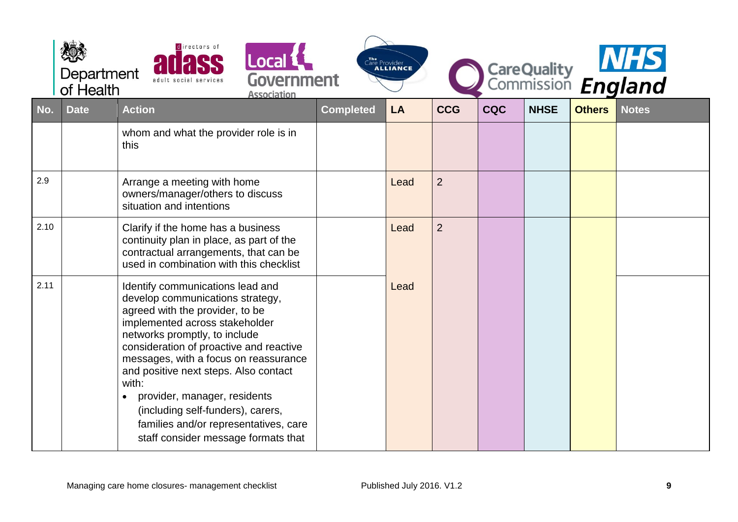| No. | Date | Action | Completed | LA | CCG | CQC | NHSE | Others | Notes |
|---|---|---|---|---|---|---|---|---|---|
| | | whom and what the provider role is in this | | | | | | | |
| 2.9 | | Arrange a meeting with home owners/manager/others to discuss situation and intentions | | Lead | 2 | | | | |
| 2.10 | | Clarify if the home has a business continuity plan in place, as part of the contractual arrangements, that can be used in combination with this checklist | | Lead | 2 | | | | |
| 2.11 | | Identify communications lead and develop communications strategy, agreed with the provider, to be implemented across stakeholder networks promptly, to include consideration of proactive and reactive messages, with a focus on reassurance and positive next steps. Also contact with:<br>• provider, manager, residents (including self-funders), carers, families and/or representatives, care staff consider message formats that | | Lead | | | | | |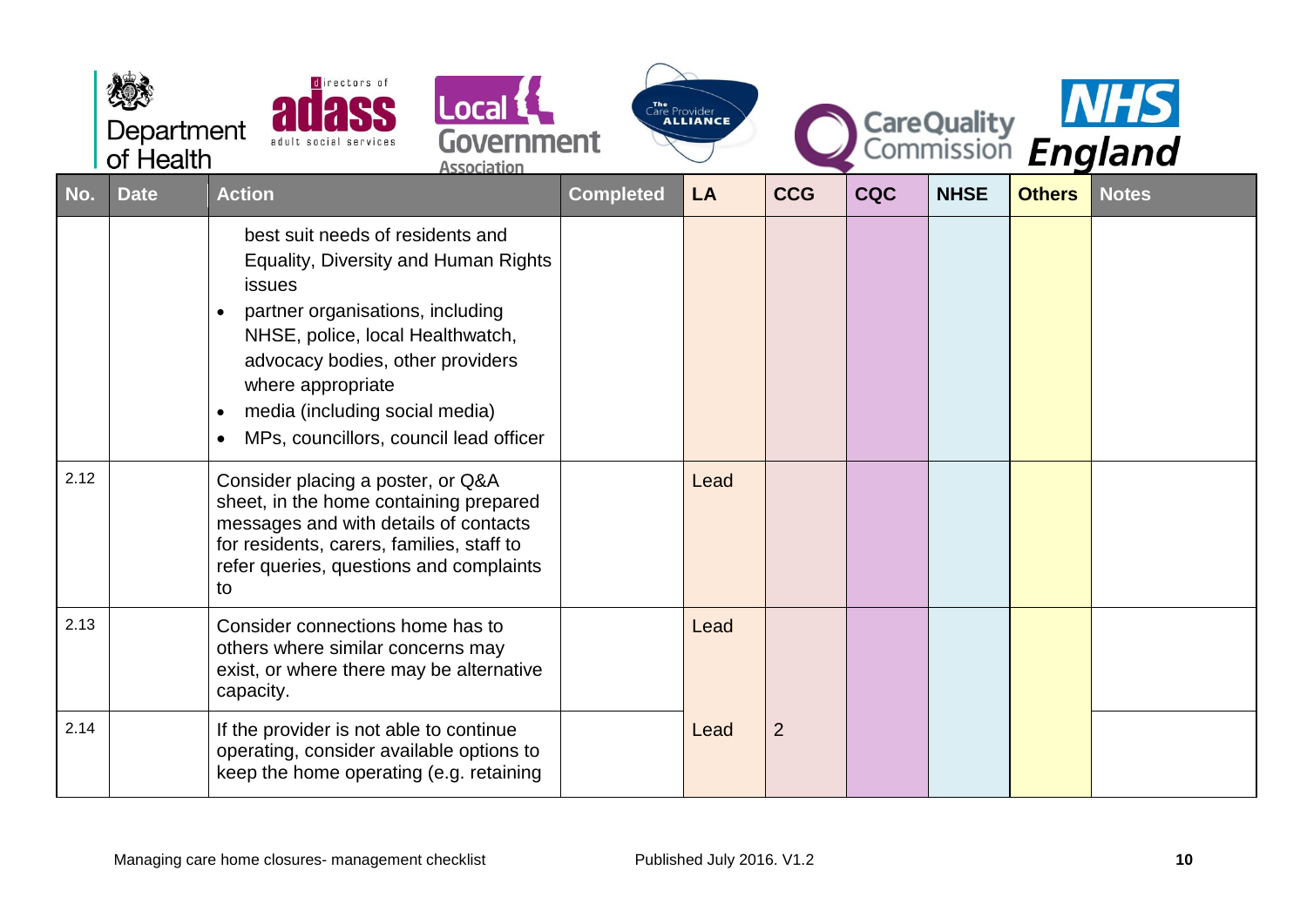| No. | Date | Action | Completed | LA | CCG | CQC | NHSE | Others | Notes |
|---|---|---|---|---|---|---|---|---|---|
| | | best suit needs of residents and Equality, Diversity and Human Rights issues<br>• partner organisations, including NHSE, police, local Healthwatch, advocacy bodies, other providers where appropriate<br>• media (including social media)<br>• MPs, councillors, council lead officer | | | | | | | |
| 2.12 | | Consider placing a poster, or Q&A sheet, in the home containing prepared messages and with details of contacts for residents, carers, families, staff to refer queries, questions and complaints to | | Lead | | | | | |
| 2.13 | | Consider connections home has to others where similar concerns may exist, or where there may be alternative capacity. | | Lead | | | | | |
| 2.14 | | If the provider is not able to continue operating, consider available options to keep the home operating (e.g. retaining | | Lead | 2 | | | | |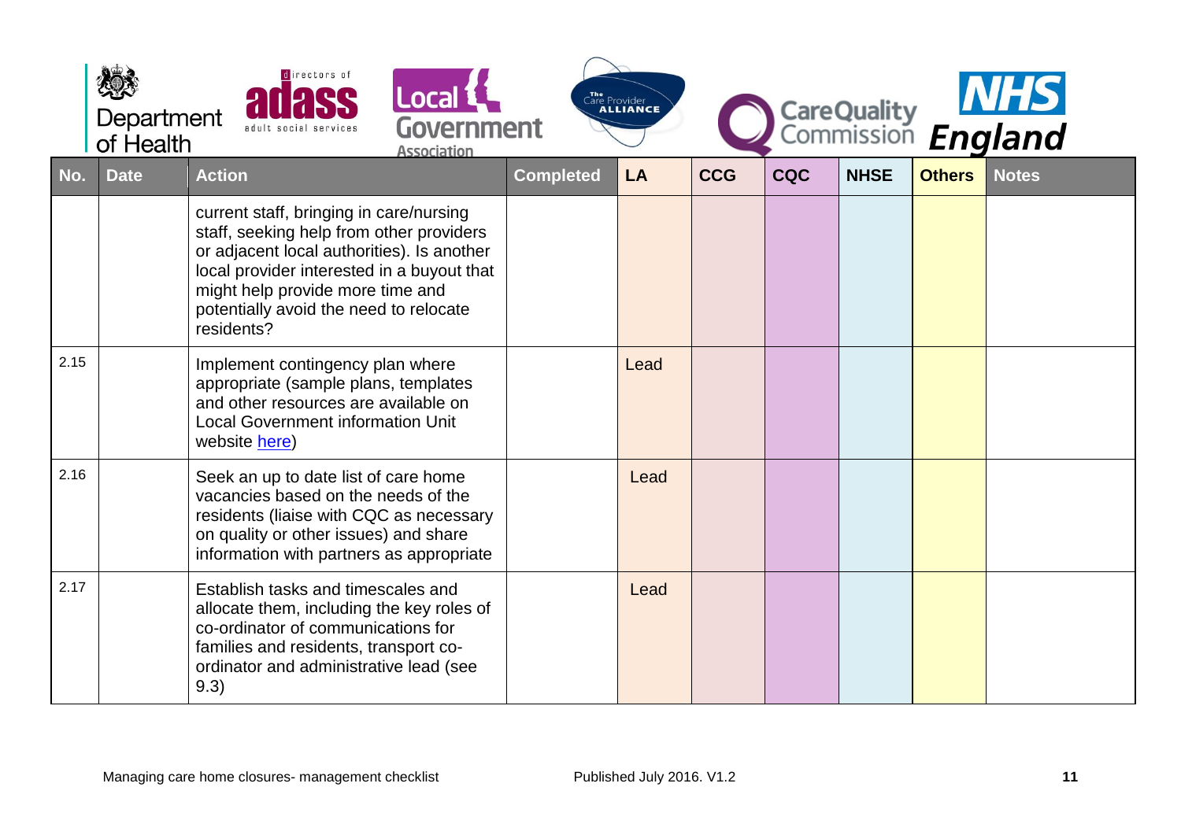| No. | Date | Action | Completed | LA | CCG | CQC | NHSE | Others | Notes |
|---|---|---|---|---|---|---|---|---|---|
| | | current staff, bringing in care/nursing staff, seeking help from other providers or adjacent local authorities). Is another local provider interested in a buyout that might help provide more time and potentially avoid the need to relocate residents? | | | | | | | |
| 2.15 | | Implement contingency plan where appropriate (sample plans, templates and other resources are available on Local Government information Unit website here) | | Lead | | | | | |
| 2.16 | | Seek an up to date list of care home vacancies based on the needs of the residents (liaise with CQC as necessary on quality or other issues) and share information with partners as appropriate | | Lead | | | | | |
| 2.17 | | Establish tasks and timescales and allocate them, including the key roles of co-ordinator of communications for families and residents, transport co-ordinator and administrative lead (see 9.3) | | Lead | | | | | |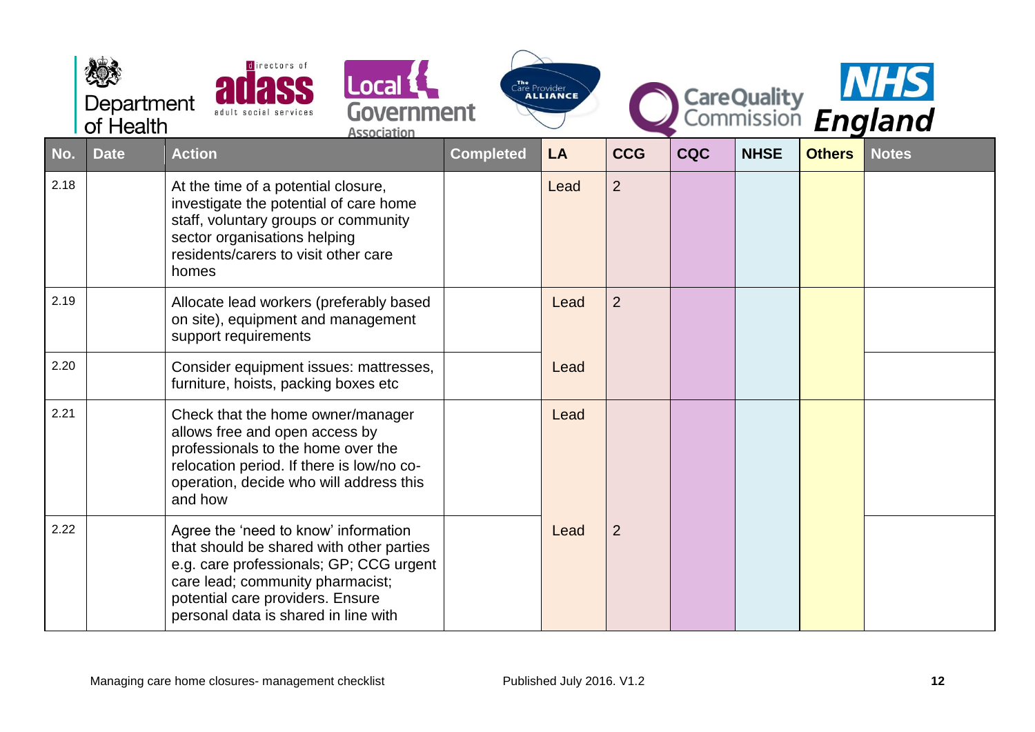| No. | Date | Action | Completed | LA | CCG | CQC | NHSE | Others | Notes |
|---|---|---|---|---|---|---|---|---|---|
| 2.18 | | At the time of a potential closure, investigate the potential of care home staff, voluntary groups or community sector organisations helping residents/carers to visit other care homes | | Lead | 2 | | | | |
| 2.19 | | Allocate lead workers (preferably based on site), equipment and management support requirements | | Lead | 2 | | | | |
| 2.20 | | Consider equipment issues: mattresses, furniture, hoists, packing boxes etc | | Lead | | | | | |
| 2.21 | | Check that the home owner/manager allows free and open access by professionals to the home over the relocation period. If there is low/no co-operation, decide who will address this and how | | Lead | | | | | |
| 2.22 | | Agree the 'need to know' information that should be shared with other parties e.g. care professionals; GP; CCG urgent care lead; community pharmacist; potential care providers. Ensure personal data is shared in line with | | Lead | 2 | | | | |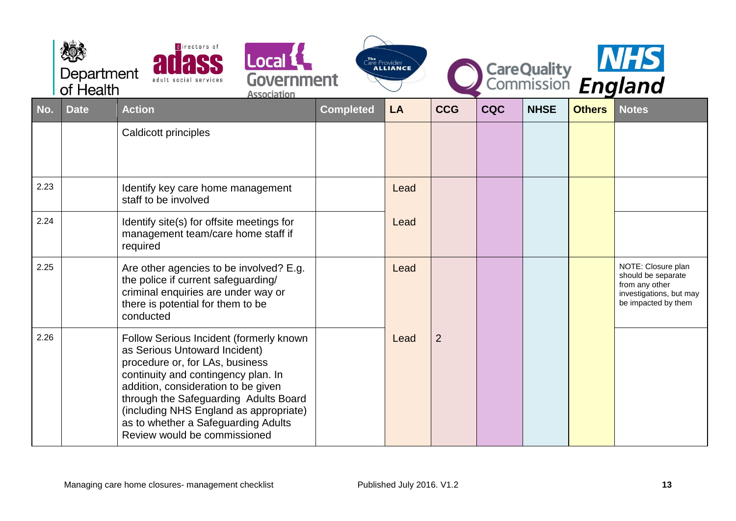| No. | Date | Action | Completed | LA | CCG | CQC | NHSE | Others | Notes |
|---|---|---|---|---|---|---|---|---|---|
| | | Caldicott principles | | | | | | | |
| 2.23 | | Identify key care home management staff to be involved | | Lead | | | | | |
| 2.24 | | Identify site(s) for offsite meetings for management team/care home staff if required | | Lead | | | | | |
| 2.25 | | Are other agencies to be involved? E.g. the police if current safeguarding/ criminal enquiries are under way or there is potential for them to be conducted | | Lead | | | | | NOTE: Closure plan should be separate from any other investigations, but may be impacted by them |
| 2.26 | | Follow Serious Incident (formerly known as Serious Untoward Incident) procedure or, for LAs, business continuity and contingency plan. In addition, consideration to be given through the Safeguarding Adults Board (including NHS England as appropriate) as to whether a Safeguarding Adults Review would be commissioned | | Lead | 2 | | | | |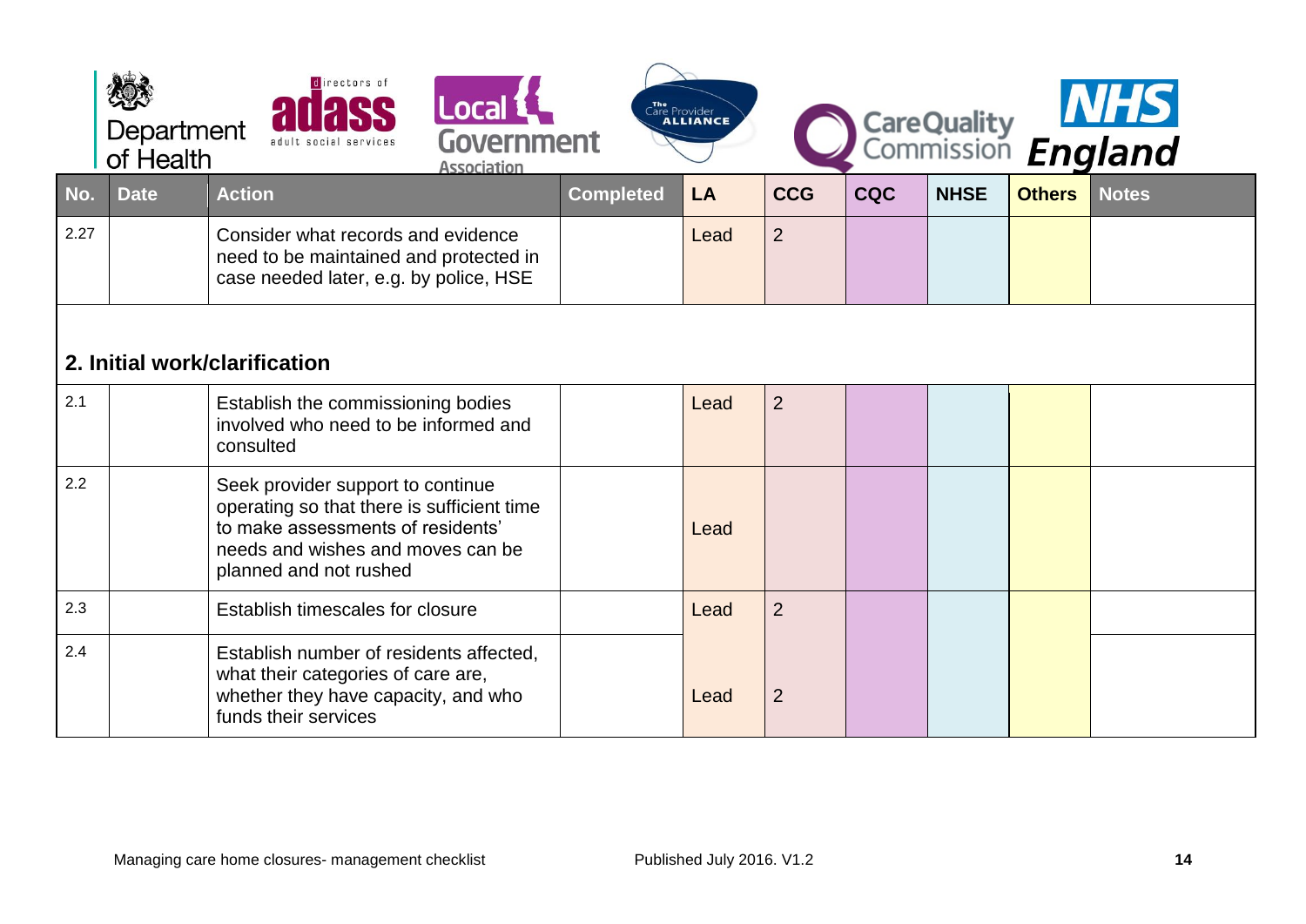| No. | Date | Action | Completed | LA | CCG | CQC | NHSE | Others | Notes |
|---|---|---|---|---|---|---|---|---|---|
| 2.27 | | Consider what records and evidence need to be maintained and protected in case needed later, e.g. by police, HSE | | Lead | 2 | | | | |
| **2. Initial work/clarification** | | | | | | | | | |
| 2.1 | | Establish the commissioning bodies involved who need to be informed and consulted | | Lead | 2 | | | | |
| 2.2 | | Seek provider support to continue operating so that there is sufficient time to make assessments of residents' needs and wishes and moves can be planned and not rushed | | Lead | | | | | |
| 2.3 | | Establish timescales for closure | | Lead | 2 | | | | |
| 2.4 | | Establish number of residents affected, what their categories of care are, whether they have capacity, and who funds their services | | Lead | 2 | | | | |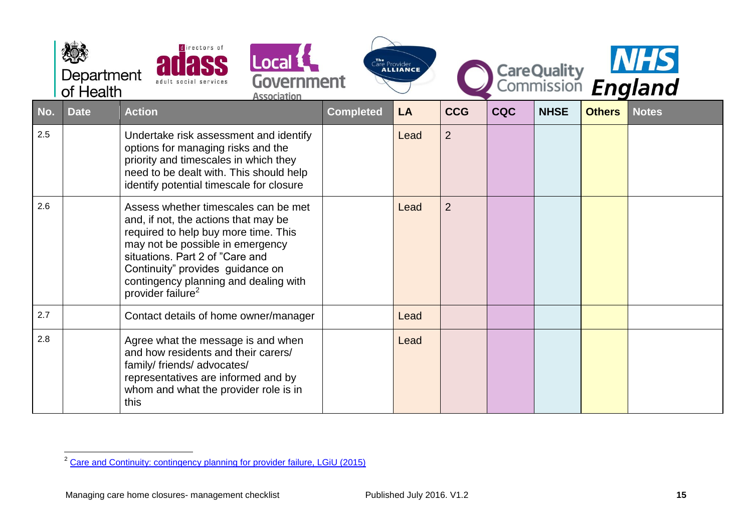| No. | Date | Action | Completed | LA | CCG | CQC | NHSE | Others | Notes |
|---|---|---|---|---|---|---|---|---|---|
| 2.5 | | Undertake risk assessment and identify options for managing risks and the priority and timescales in which they need to be dealt with. This should help identify potential timescale for closure | | Lead | 2 | | | | |
| 2.6 | | Assess whether timescales can be met and, if not, the actions that may be required to help buy more time. This may not be possible in emergency situations. Part 2 of "Care and Continuity" provides guidance on contingency planning and dealing with provider failure[2] | | Lead | 2 | | | | |
| 2.7 | | Contact details of home owner/manager | | Lead | | | | | |
| 2.8 | | Agree what the message is and when and how residents and their carers/ family/ friends/ advocates/ representatives are informed and by whom and what the provider role is in this | | Lead | | | | | |

[2] Care and Continuity: contingency planning for provider failure, LGiU (2015)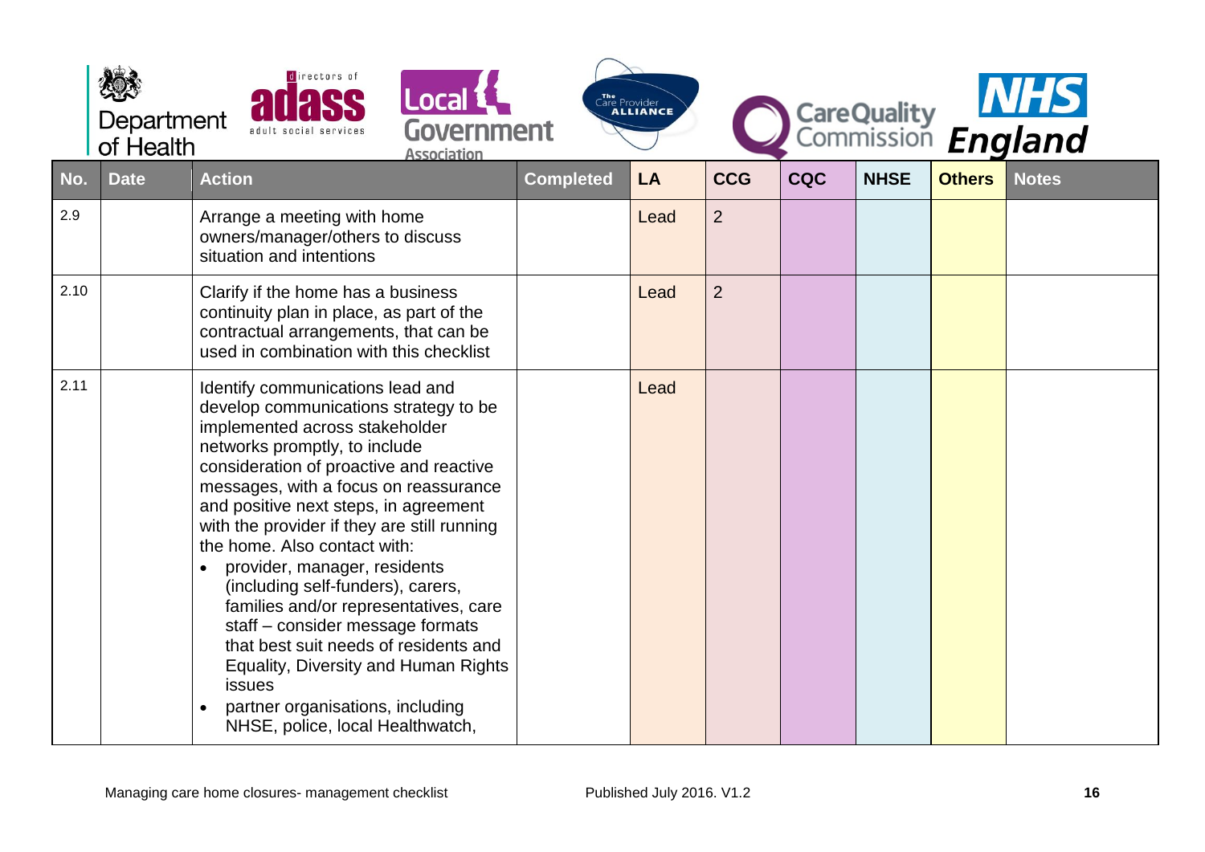| No. | Date | Action | Completed | LA | CCG | CQC | NHSE | Others | Notes |
|---|---|---|---|---|---|---|---|---|---|
| 2.9 | | Arrange a meeting with home owners/manager/others to discuss situation and intentions | | Lead | 2 | | | | |
| 2.10 | | Clarify if the home has a business continuity plan in place, as part of the contractual arrangements, that can be used in combination with this checklist | | Lead | 2 | | | | |
| 2.11 | | Identify communications lead and develop communications strategy to be implemented across stakeholder networks promptly, to include consideration of proactive and reactive messages, with a focus on reassurance and positive next steps, in agreement with the provider if they are still running the home. Also contact with:<br>• provider, manager, residents (including self-funders), carers, families and/or representatives, care staff – consider message formats that best suit needs of residents and Equality, Diversity and Human Rights issues<br>• partner organisations, including NHSE, police, local Healthwatch, | | Lead | | | | | |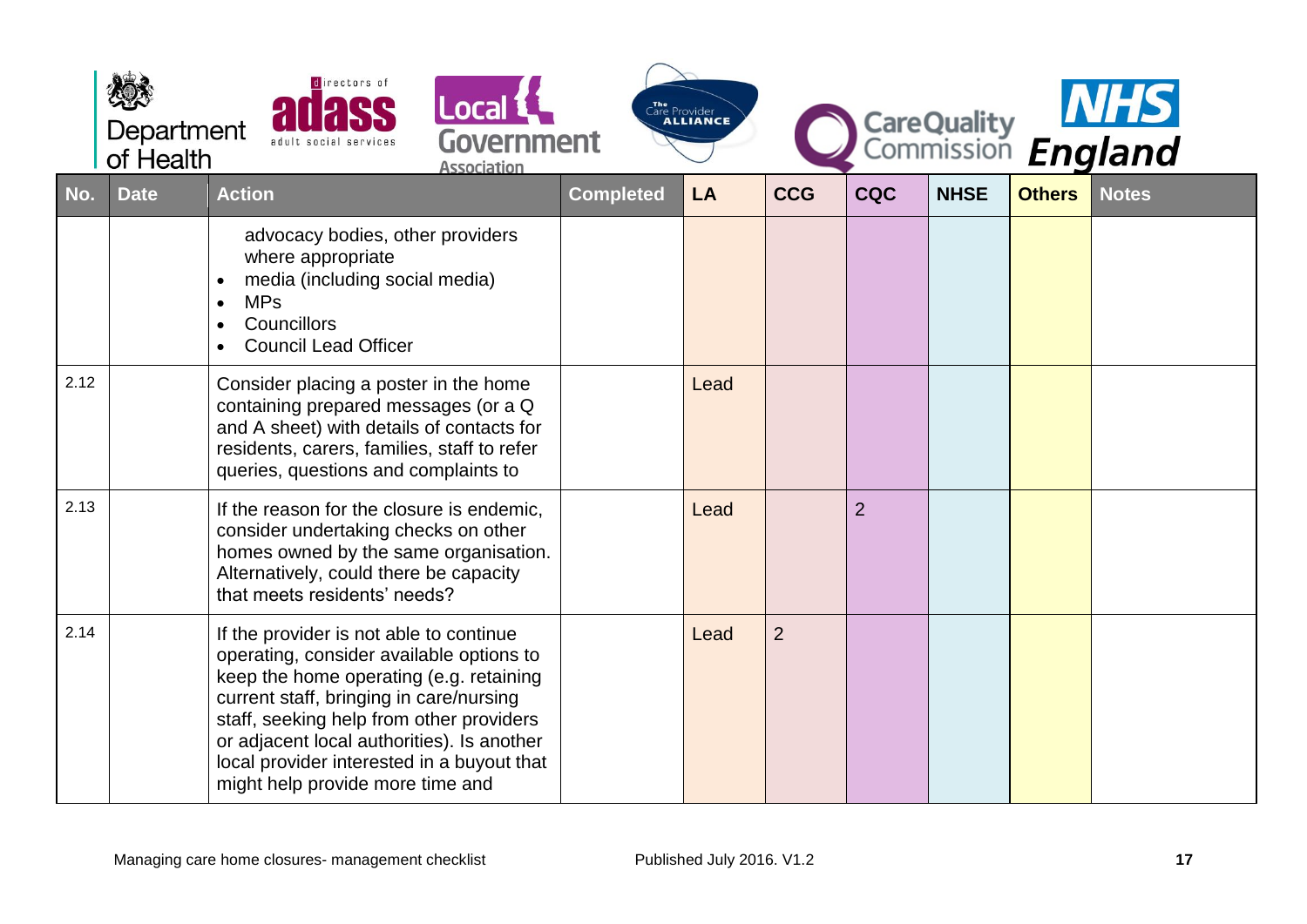| No. | Date | Action | Completed | LA | CCG | CQC | NHSE | Others | Notes |
|---|---|---|---|---|---|---|---|---|---|
| | | advocacy bodies, other providers where appropriate<br>• media (including social media)<br>• MPs<br>• Councillors<br>• Council Lead Officer | | | | | | | |
| 2.12 | | Consider placing a poster in the home containing prepared messages (or a Q and A sheet) with details of contacts for residents, carers, families, staff to refer queries, questions and complaints to | | Lead | | | | | |
| 2.13 | | If the reason for the closure is endemic, consider undertaking checks on other homes owned by the same organisation. Alternatively, could there be capacity that meets residents' needs? | | Lead | | 2 | | | |
| 2.14 | | If the provider is not able to continue operating, consider available options to keep the home operating (e.g. retaining current staff, bringing in care/nursing staff, seeking help from other providers or adjacent local authorities). Is another local provider interested in a buyout that might help provide more time and | | Lead | 2 | | | | |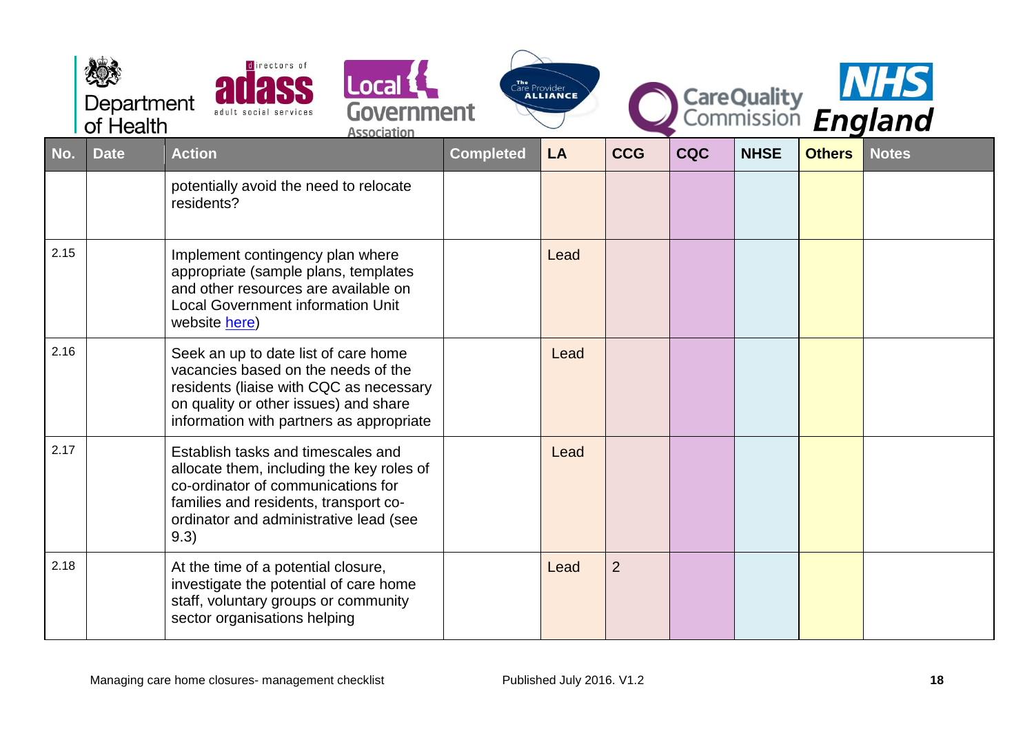| No. | Date | Action | Completed | LA | CCG | CQC | NHSE | Others | Notes |
|---|---|---|---|---|---|---|---|---|---|
| | | potentially avoid the need to relocate residents? | | | | | | | |
| 2.15 | | Implement contingency plan where appropriate (sample plans, templates and other resources are available on Local Government information Unit website [here](here)) | | Lead | | | | | |
| 2.16 | | Seek an up to date list of care home vacancies based on the needs of the residents (liaise with CQC as necessary on quality or other issues) and share information with partners as appropriate | | Lead | | | | | |
| 2.17 | | Establish tasks and timescales and allocate them, including the key roles of co-ordinator of communications for families and residents, transport co-ordinator and administrative lead (see 9.3) | | Lead | | | | | |
| 2.18 | | At the time of a potential closure, investigate the potential of care home staff, voluntary groups or community sector organisations helping | | Lead | 2 | | | | |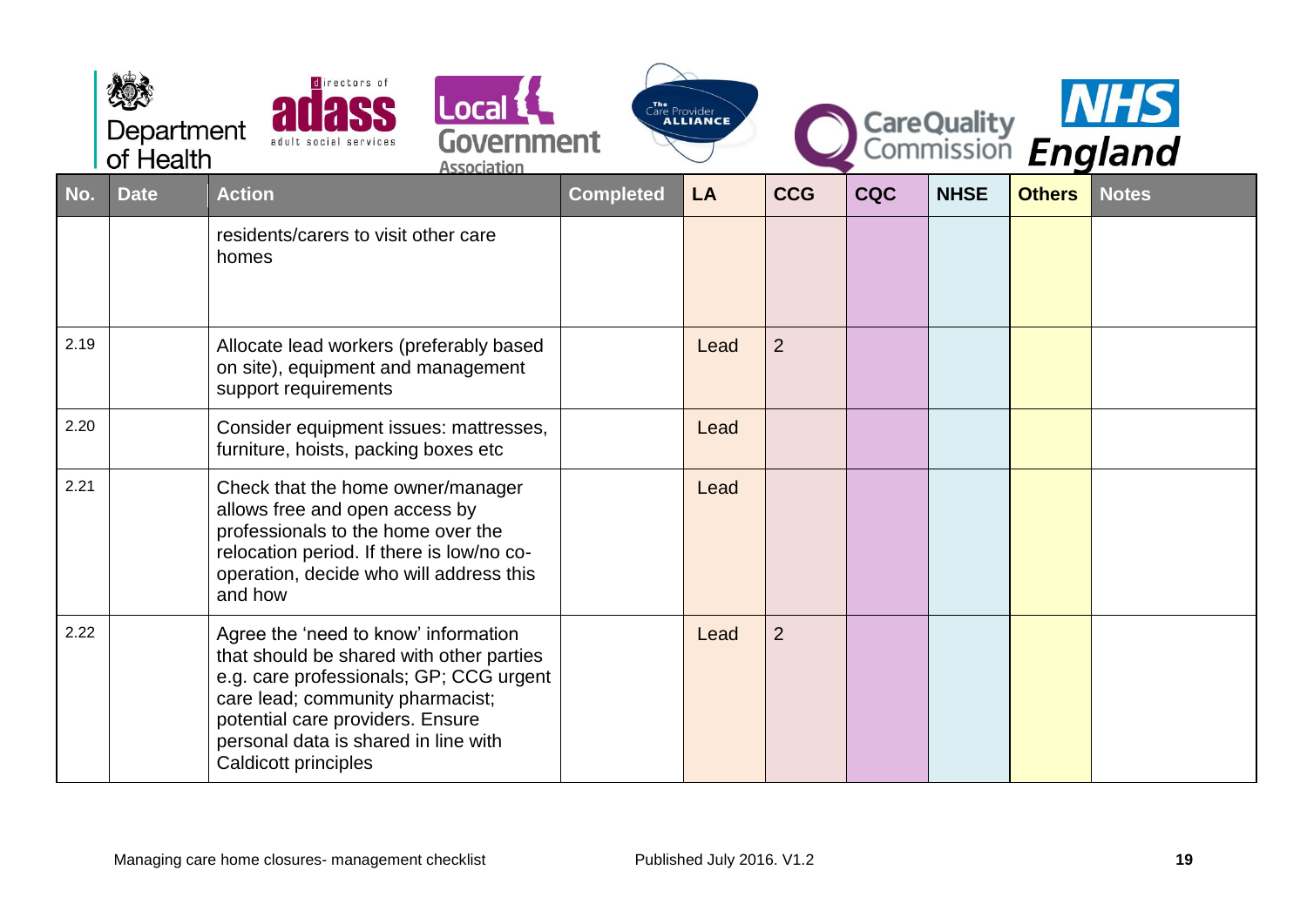| No. | Date | Action | Completed | LA | CCG | CQC | NHSE | Others | Notes |
|---|---|---|---|---|---|---|---|---|---|
| | | residents/carers to visit other care homes | | | | | | | |
| 2.19 | | Allocate lead workers (preferably based on site), equipment and management support requirements | | Lead | 2 | | | | |
| 2.20 | | Consider equipment issues: mattresses, furniture, hoists, packing boxes etc | | Lead | | | | | |
| 2.21 | | Check that the home owner/manager allows free and open access by professionals to the home over the relocation period. If there is low/no co-operation, decide who will address this and how | | Lead | | | | | |
| 2.22 | | Agree the 'need to know' information that should be shared with other parties e.g. care professionals; GP; CCG urgent care lead; community pharmacist; potential care providers. Ensure personal data is shared in line with Caldicott principles | | Lead | 2 | | | | |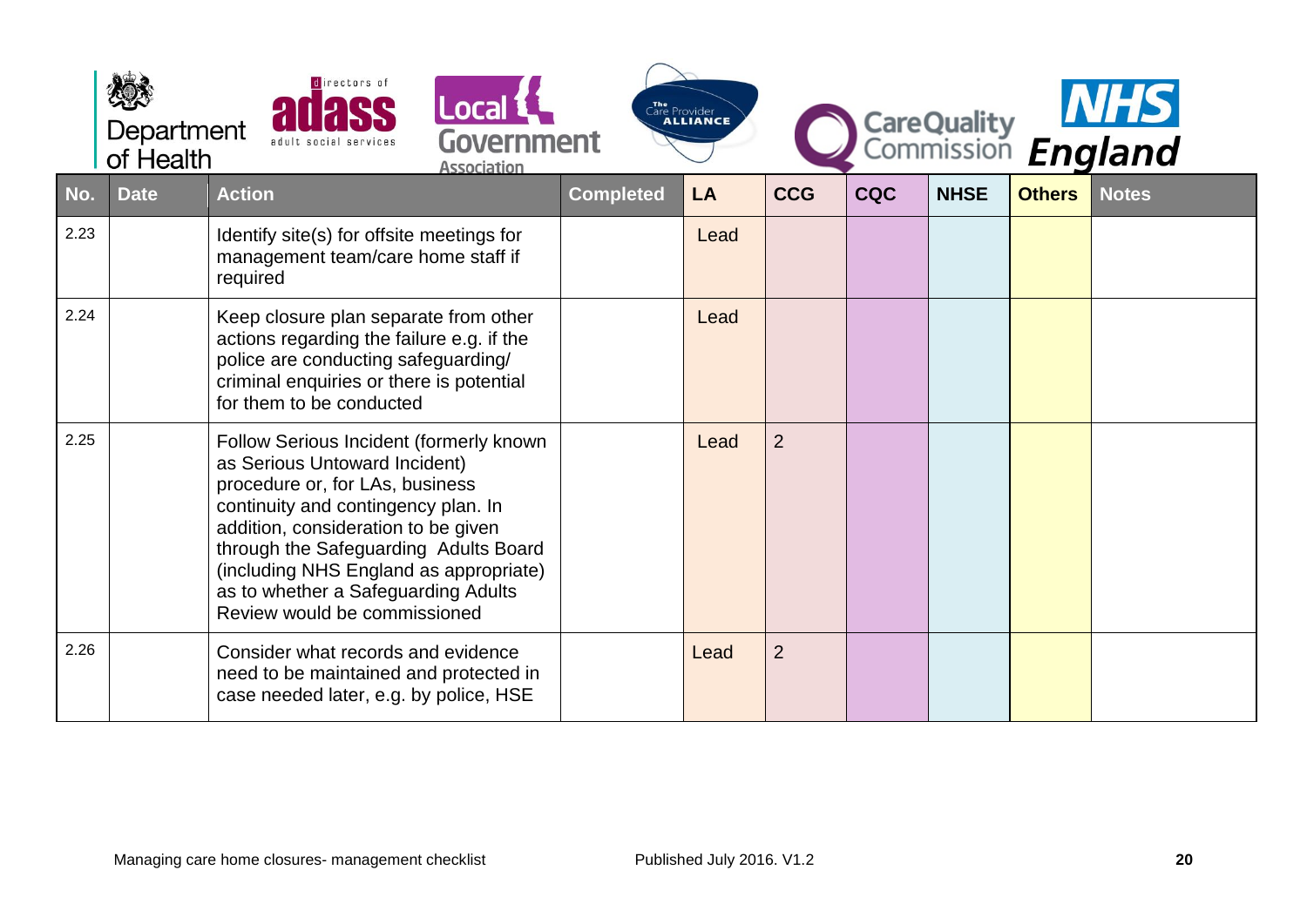| No. | Date | Action | Completed | LA | CCG | CQC | NHSE | Others | Notes |
|---|---|---|---|---|---|---|---|---|---|
| 2.23 | | Identify site(s) for offsite meetings for management team/care home staff if required | | Lead | | | | | |
| 2.24 | | Keep closure plan separate from other actions regarding the failure e.g. if the police are conducting safeguarding/ criminal enquiries or there is potential for them to be conducted | | Lead | | | | | |
| 2.25 | | Follow Serious Incident (formerly known as Serious Untoward Incident) procedure or, for LAs, business continuity and contingency plan. In addition, consideration to be given through the Safeguarding Adults Board (including NHS England as appropriate) as to whether a Safeguarding Adults Review would be commissioned | | Lead | 2 | | | | |
| 2.26 | | Consider what records and evidence need to be maintained and protected in case needed later, e.g. by police, HSE | | Lead | 2 | | | | |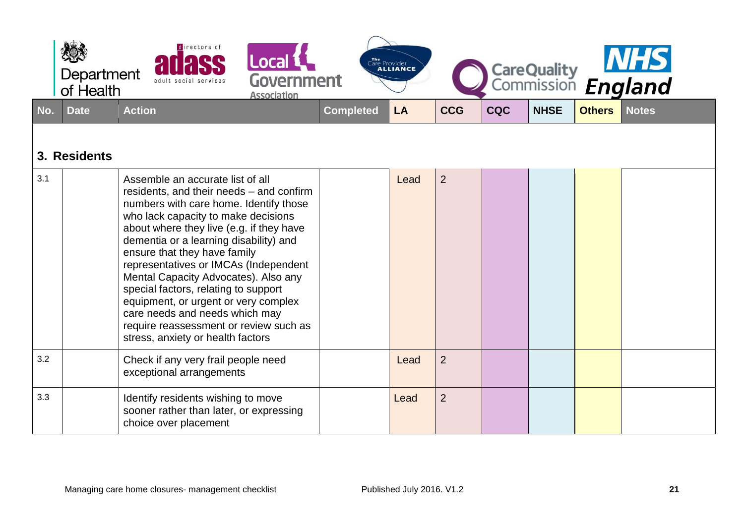| No. | Date | Action | Completed | LA | CCG | CQC | NHSE | Others | Notes |
|---|---|---|---|---|---|---|---|---|---|
| **3. Residents** | | | | | | | | | |
| 3.1 | | Assemble an accurate list of all residents, and their needs – and confirm numbers with care home. Identify those who lack capacity to make decisions about where they live (e.g. if they have dementia or a learning disability) and ensure that they have family representatives or IMCAs (Independent Mental Capacity Advocates). Also any special factors, relating to support equipment, or urgent or very complex care needs and needs which may require reassessment or review such as stress, anxiety or health factors | | Lead | 2 | | | | |
| 3.2 | | Check if any very frail people need exceptional arrangements | | Lead | 2 | | | | |
| 3.3 | | Identify residents wishing to move sooner rather than later, or expressing choice over placement | | Lead | 2 | | | | |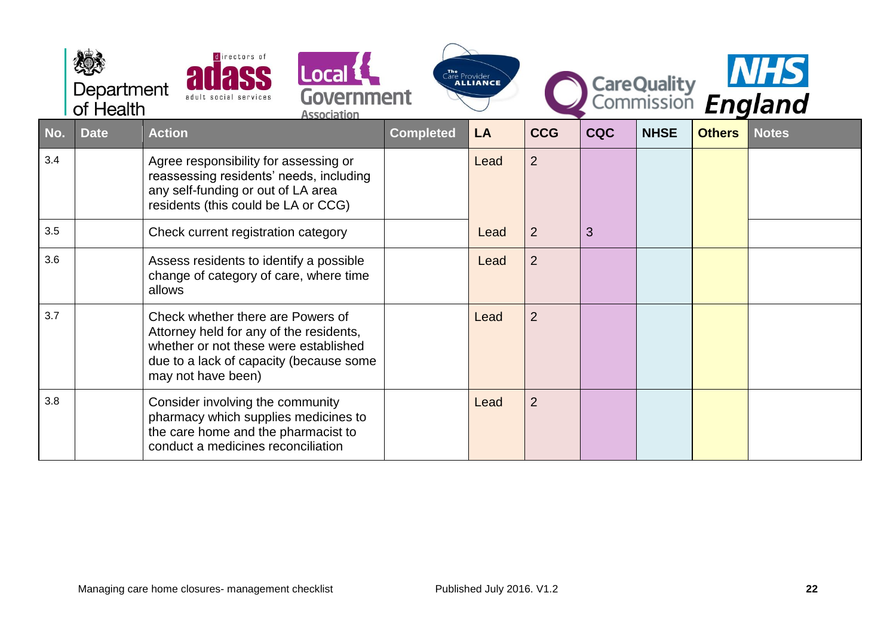| No. | Date | Action | Completed | LA | CCG | CQC | NHSE | Others | Notes |
|---|---|---|---|---|---|---|---|---|---|
| 3.4 | | Agree responsibility for assessing or reassessing residents' needs, including any self-funding or out of LA area residents (this could be LA or CCG) | | Lead | 2 | | | | |
| 3.5 | | Check current registration category | | Lead | 2 | 3 | | | |
| 3.6 | | Assess residents to identify a possible change of category of care, where time allows | | Lead | 2 | | | | |
| 3.7 | | Check whether there are Powers of Attorney held for any of the residents, whether or not these were established due to a lack of capacity (because some may not have been) | | Lead | 2 | | | | |
| 3.8 | | Consider involving the community pharmacy which supplies medicines to the care home and the pharmacist to conduct a medicines reconciliation | | Lead | 2 | | | | |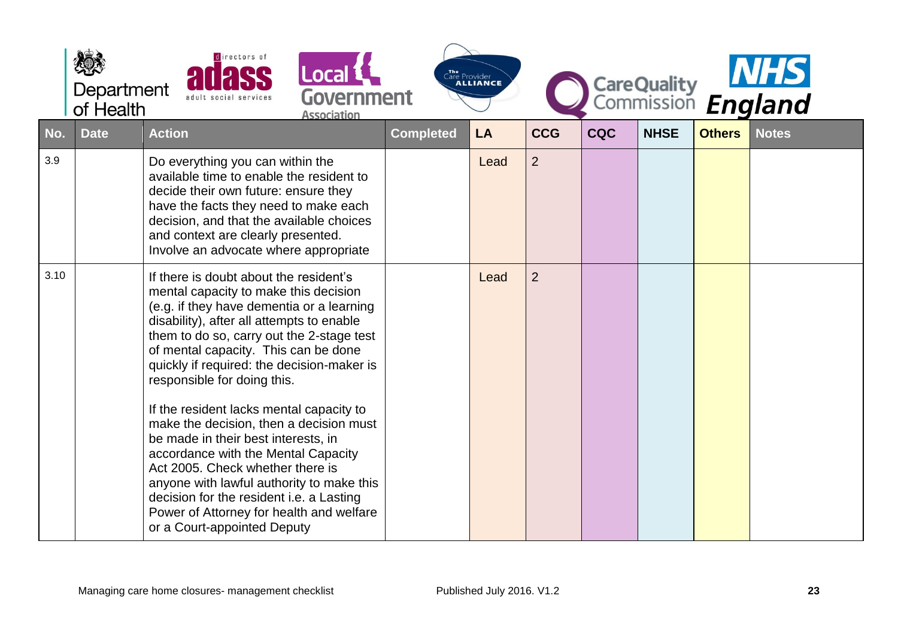| No. | Date | Action | Completed | LA | CCG | CQC | NHSE | Others | Notes |
|---|---|---|---|---|---|---|---|---|---|
| 3.9 | | Do everything you can within the available time to enable the resident to decide their own future: ensure they have the facts they need to make each decision, and that the available choices and context are clearly presented. Involve an advocate where appropriate | | Lead | 2 | | | | |
| 3.10 | | If there is doubt about the resident's mental capacity to make this decision (e.g. if they have dementia or a learning disability), after all attempts to enable them to do so, carry out the 2-stage test of mental capacity. This can be done quickly if required: the decision-maker is responsible for doing this.<br><br>If the resident lacks mental capacity to make the decision, then a decision must be made in their best interests, in accordance with the Mental Capacity Act 2005. Check whether there is anyone with lawful authority to make this decision for the resident i.e. a Lasting Power of Attorney for health and welfare or a Court-appointed Deputy | | Lead | 2 | | | | |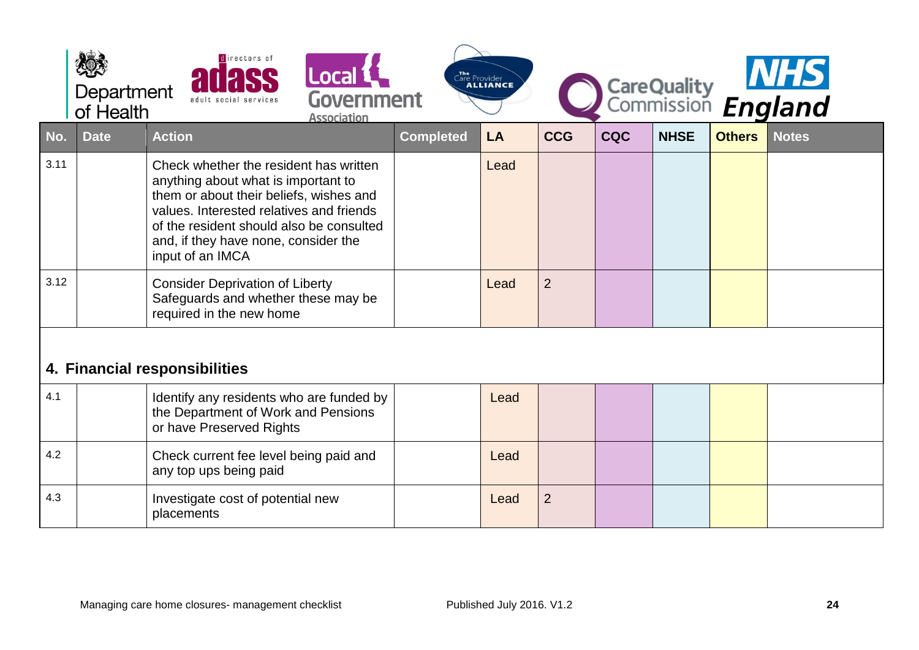| No. | Date | Action | Completed | LA | CCG | CQC | NHSE | Others | Notes |
|---|---|---|---|---|---|---|---|---|---|
| 3.11 | | Check whether the resident has written anything about what is important to them or about their beliefs, wishes and values. Interested relatives and friends of the resident should also be consulted and, if they have none, consider the input of an IMCA | | Lead | | | | | |
| 3.12 | | Consider Deprivation of Liberty Safeguards and whether these may be required in the new home | | Lead | 2 | | | | |

## 4. Financial responsibilities

| No. | Date | Action | Completed | LA | CCG | CQC | NHSE | Others | Notes |
|---|---|---|---|---|---|---|---|---|---|
| 4.1 | | Identify any residents who are funded by the Department of Work and Pensions or have Preserved Rights | | Lead | | | | | |
| 4.2 | | Check current fee level being paid and any top ups being paid | | Lead | | | | | |
| 4.3 | | Investigate cost of potential new placements | | Lead | 2 | | | | |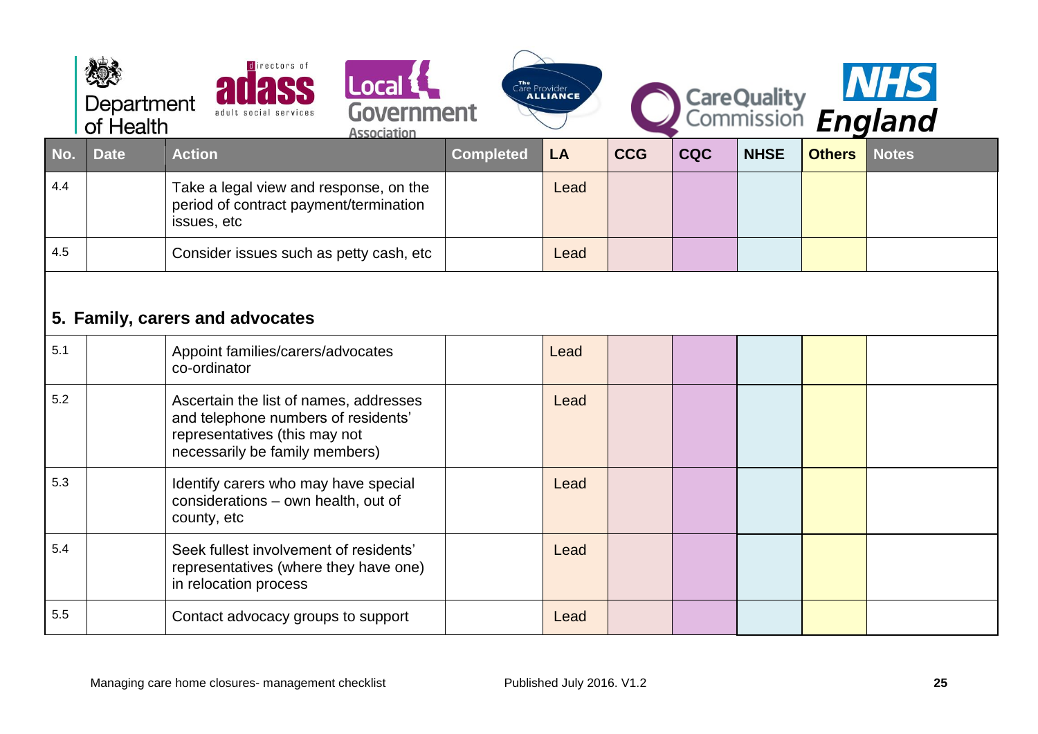| No. | Date | Action | Completed | LA | CCG | CQC | NHSE | Others | Notes |
|---|---|---|---|---|---|---|---|---|---|
| 4.4 | | Take a legal view and response, on the period of contract payment/termination issues, etc | | Lead | | | | | |
| 4.5 | | Consider issues such as petty cash, etc | | Lead | | | | | |
| **5. Family, carers and advocates** | | | | | | | | | |
| 5.1 | | Appoint families/carers/advocates co-ordinator | | Lead | | | | | |
| 5.2 | | Ascertain the list of names, addresses and telephone numbers of residents' representatives (this may not necessarily be family members) | | Lead | | | | | |
| 5.3 | | Identify carers who may have special considerations – own health, out of county, etc | | Lead | | | | | |
| 5.4 | | Seek fullest involvement of residents' representatives (where they have one) in relocation process | | Lead | | | | | |
| 5.5 | | Contact advocacy groups to support | | Lead | | | | | |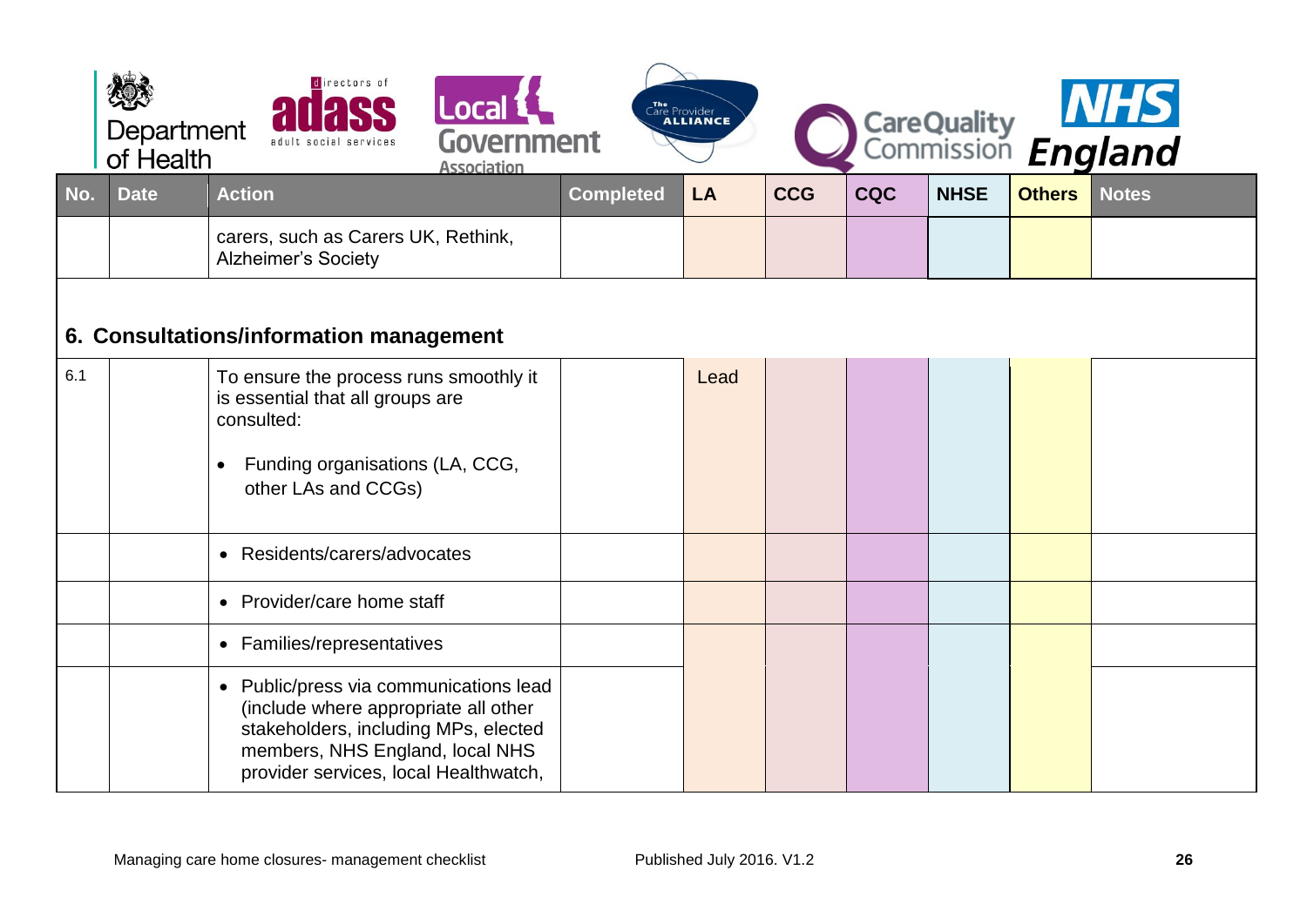| No. | Date | Action | Completed | LA | CCG | CQC | NHSE | Others | Notes |
|---|---|---|---|---|---|---|---|---|---|
| | | carers, such as Carers UK, Rethink, Alzheimer's Society | | | | | | | |
| **6. Consultations/information management** | | | | | | | | | |
| 6.1 | | To ensure the process runs smoothly it is essential that all groups are consulted:<br><br>• Funding organisations (LA, CCG, other LAs and CCGs) | | Lead | | | | | |
| | | • Residents/carers/advocates | | | | | | | |
| | | • Provider/care home staff | | | | | | | |
| | | • Families/representatives | | | | | | | |
| | | • Public/press via communications lead (include where appropriate all other stakeholders, including MPs, elected members, NHS England, local NHS provider services, local Healthwatch, | | | | | | | |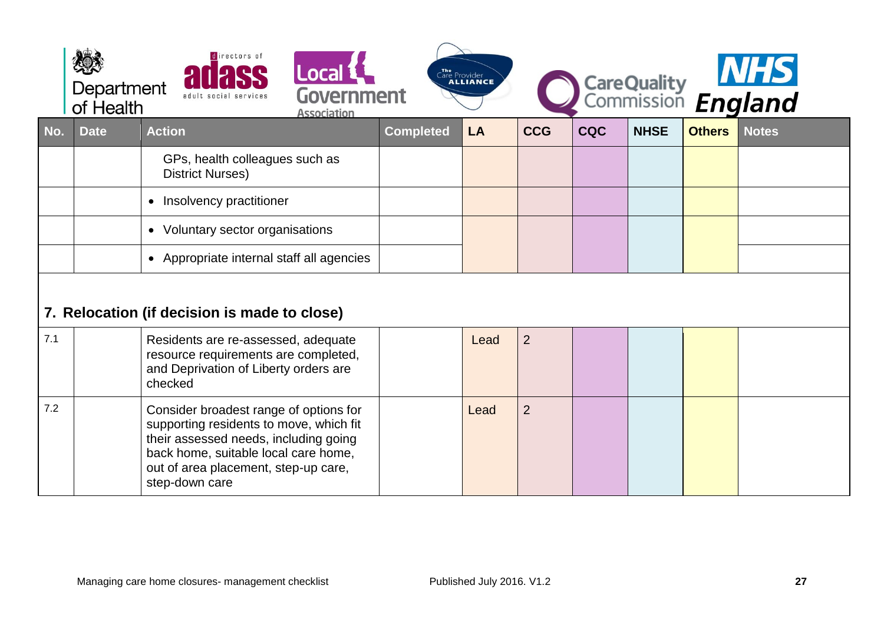| No. | Date | Action | Completed | LA | CCG | CQC | NHSE | Others | Notes |
|---|---|---|---|---|---|---|---|---|---|
| | | GPs, health colleagues such as District Nurses) | | | | | | | |
| | | • Insolvency practitioner | | | | | | | |
| | | • Voluntary sector organisations | | | | | | | |
| | | • Appropriate internal staff all agencies | | | | | | | |

**7. Relocation (if decision is made to close)**

| No. | Date | Action | Completed | LA | CCG | CQC | NHSE | Others | Notes |
|---|---|---|---|---|---|---|---|---|---|
| 7.1 | | Residents are re-assessed, adequate resource requirements are completed, and Deprivation of Liberty orders are checked | | Lead | 2 | | | | |
| 7.2 | | Consider broadest range of options for supporting residents to move, which fit their assessed needs, including going back home, suitable local care home, out of area placement, step-up care, step-down care | | Lead | 2 | | | | |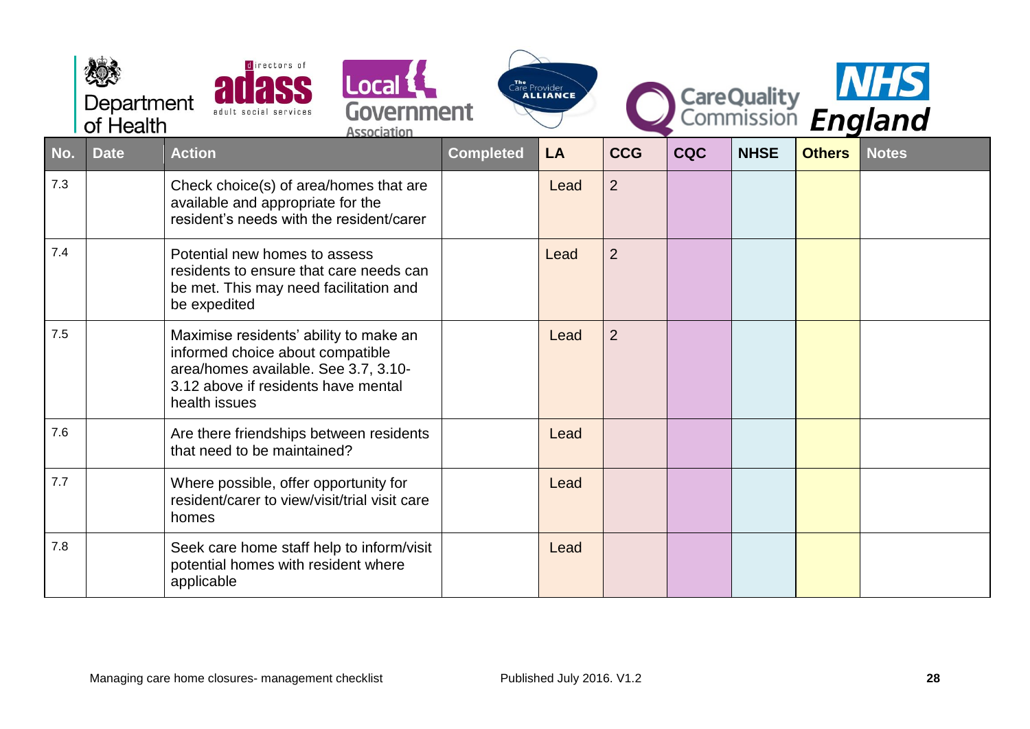| No. | Date | Action | Completed | LA | CCG | CQC | NHSE | Others | Notes |
|---|---|---|---|---|---|---|---|---|---|
| 7.3 | | Check choice(s) of area/homes that are available and appropriate for the resident's needs with the resident/carer | | Lead | 2 | | | | |
| 7.4 | | Potential new homes to assess residents to ensure that care needs can be met. This may need facilitation and be expedited | | Lead | 2 | | | | |
| 7.5 | | Maximise residents' ability to make an informed choice about compatible area/homes available. See 3.7, 3.10-3.12 above if residents have mental health issues | | Lead | 2 | | | | |
| 7.6 | | Are there friendships between residents that need to be maintained? | | Lead | | | | | |
| 7.7 | | Where possible, offer opportunity for resident/carer to view/visit/trial visit care homes | | Lead | | | | | |
| 7.8 | | Seek care home staff help to inform/visit potential homes with resident where applicable | | Lead | | | | | |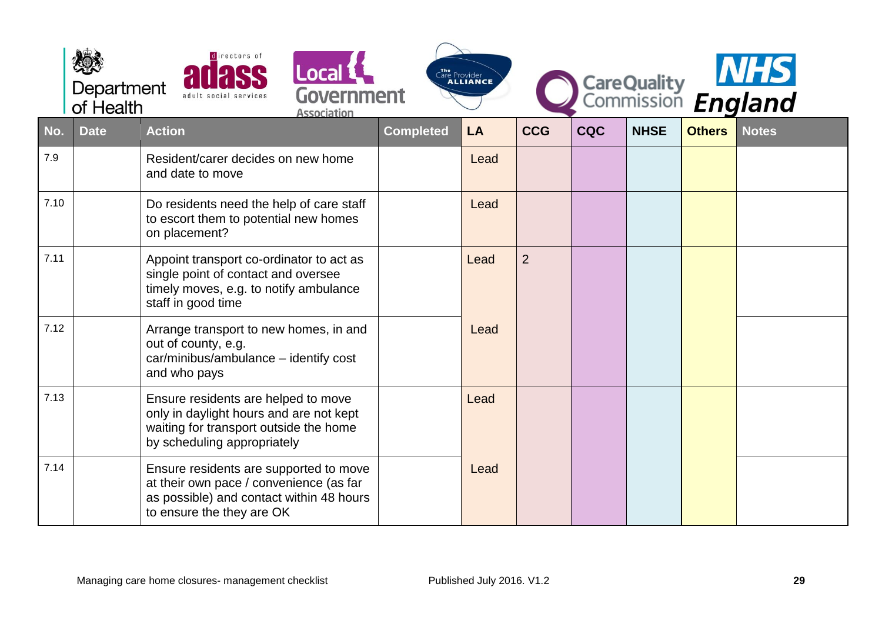| No. | Date | Action | Completed | LA | CCG | CQC | NHSE | Others | Notes |
|---|---|---|---|---|---|---|---|---|---|
| 7.9 | | Resident/carer decides on new home and date to move | | Lead | | | | | |
| 7.10 | | Do residents need the help of care staff to escort them to potential new homes on placement? | | Lead | | | | | |
| 7.11 | | Appoint transport co-ordinator to act as single point of contact and oversee timely moves, e.g. to notify ambulance staff in good time | | Lead | 2 | | | | |
| 7.12 | | Arrange transport to new homes, in and out of county, e.g. car/minibus/ambulance – identify cost and who pays | | Lead | | | | | |
| 7.13 | | Ensure residents are helped to move only in daylight hours and are not kept waiting for transport outside the home by scheduling appropriately | | Lead | | | | | |
| 7.14 | | Ensure residents are supported to move at their own pace / convenience (as far as possible) and contact within 48 hours to ensure the they are OK | | Lead | | | | | |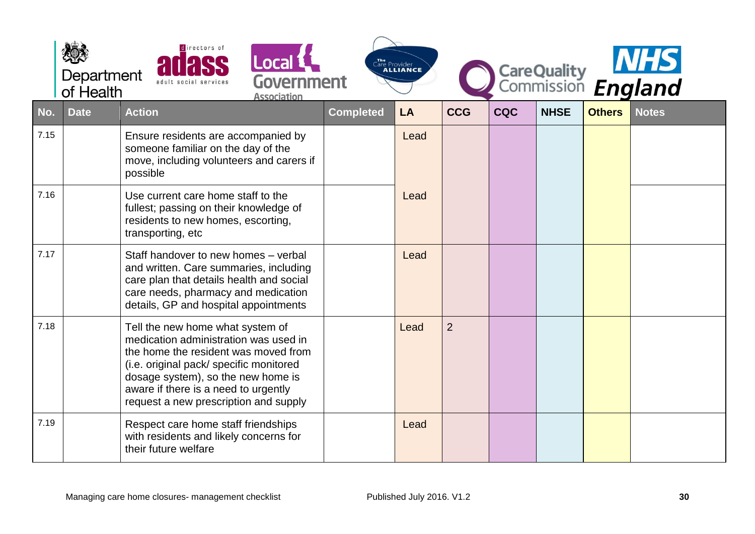| No. | Date | Action | Completed | LA | CCG | CQC | NHSE | Others | Notes |
|---|---|---|---|---|---|---|---|---|---|
| 7.15 | | Ensure residents are accompanied by someone familiar on the day of the move, including volunteers and carers if possible | | Lead | | | | | |
| 7.16 | | Use current care home staff to the fullest; passing on their knowledge of residents to new homes, escorting, transporting, etc | | Lead | | | | | |
| 7.17 | | Staff handover to new homes – verbal and written. Care summaries, including care plan that details health and social care needs, pharmacy and medication details, GP and hospital appointments | | Lead | | | | | |
| 7.18 | | Tell the new home what system of medication administration was used in the home the resident was moved from (i.e. original pack/ specific monitored dosage system), so the new home is aware if there is a need to urgently request a new prescription and supply | | Lead | 2 | | | | |
| 7.19 | | Respect care home staff friendships with residents and likely concerns for their future welfare | | Lead | | | | | |

Managing care home closures- management checklist

Published July 2016. V1.2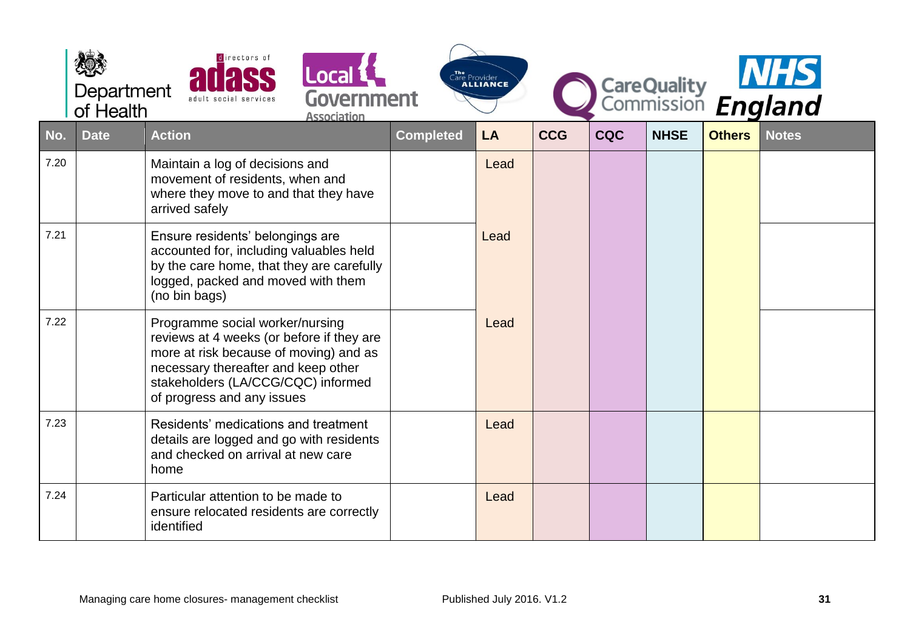| No. | Date | Action | Completed | LA | CCG | CQC | NHSE | Others | Notes |
|---|---|---|---|---|---|---|---|---|---|
| 7.20 | | Maintain a log of decisions and movement of residents, when and where they move to and that they have arrived safely | | Lead | | | | | |
| 7.21 | | Ensure residents' belongings are accounted for, including valuables held by the care home, that they are carefully logged, packed and moved with them (no bin bags) | | Lead | | | | | |
| 7.22 | | Programme social worker/nursing reviews at 4 weeks (or before if they are more at risk because of moving) and as necessary thereafter and keep other stakeholders (LA/CCG/CQC) informed of progress and any issues | | Lead | | | | | |
| 7.23 | | Residents' medications and treatment details are logged and go with residents and checked on arrival at new care home | | Lead | | | | | |
| 7.24 | | Particular attention to be made to ensure relocated residents are correctly identified | | Lead | | | | | |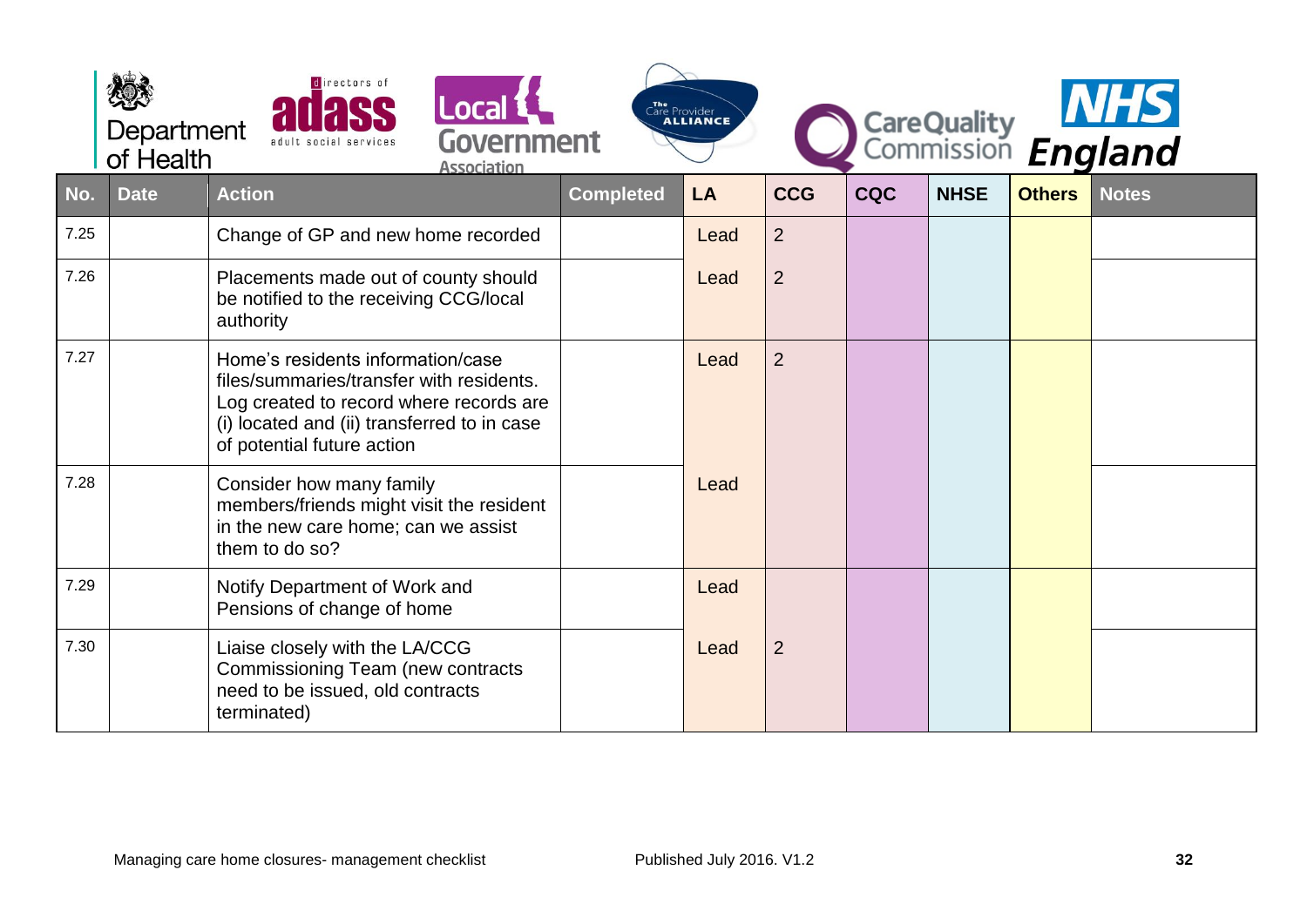| No. | Date | Action | Completed | LA | CCG | CQC | NHSE | Others | Notes |
|---|---|---|---|---|---|---|---|---|---|
| 7.25 | | Change of GP and new home recorded | | Lead | 2 | | | | |
| 7.26 | | Placements made out of county should be notified to the receiving CCG/local authority | | Lead | 2 | | | | |
| 7.27 | | Home's residents information/case files/summaries/transfer with residents. Log created to record where records are (i) located and (ii) transferred to in case of potential future action | | Lead | 2 | | | | |
| 7.28 | | Consider how many family members/friends might visit the resident in the new care home; can we assist them to do so? | | Lead | | | | | |
| 7.29 | | Notify Department of Work and Pensions of change of home | | Lead | | | | | |
| 7.30 | | Liaise closely with the LA/CCG Commissioning Team (new contracts need to be issued, old contracts terminated) | | Lead | 2 | | | | |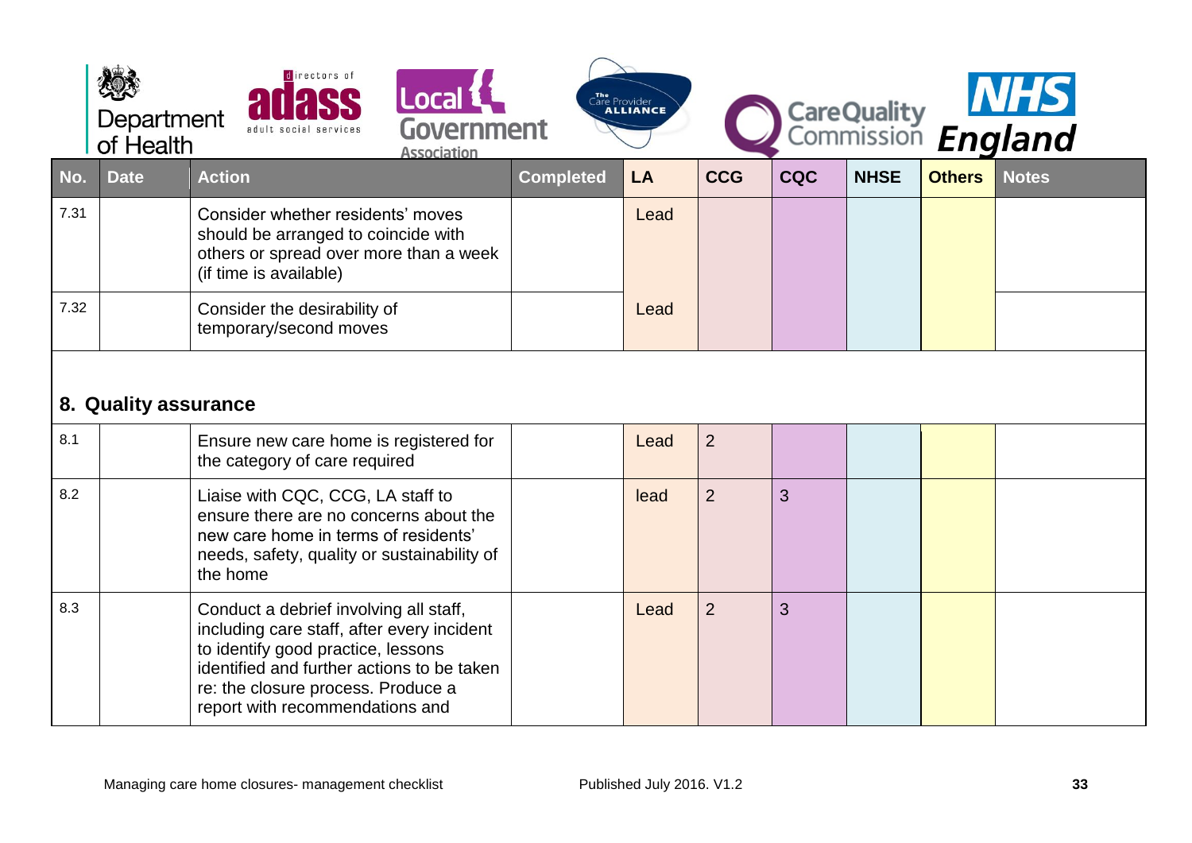| No. | Date | Action | Completed | LA | CCG | CQC | NHSE | Others | Notes |
|---|---|---|---|---|---|---|---|---|---|
| 7.31 | | Consider whether residents' moves should be arranged to coincide with others or spread over more than a week (if time is available) | | Lead | | | | | |
| 7.32 | | Consider the desirability of temporary/second moves | | Lead | | | | | |

## 8. Quality assurance

| No. | Date | Action | Completed | LA | CCG | CQC | NHSE | Others | Notes |
|---|---|---|---|---|---|---|---|---|---|
| 8.1 | | Ensure new care home is registered for the category of care required | | Lead | 2 | | | | |
| 8.2 | | Liaise with CQC, CCG, LA staff to ensure there are no concerns about the new care home in terms of residents' needs, safety, quality or sustainability of the home | | lead | 2 | 3 | | | |
| 8.3 | | Conduct a debrief involving all staff, including care staff, after every incident to identify good practice, lessons identified and further actions to be taken re: the closure process. Produce a report with recommendations and | | Lead | 2 | 3 | | | |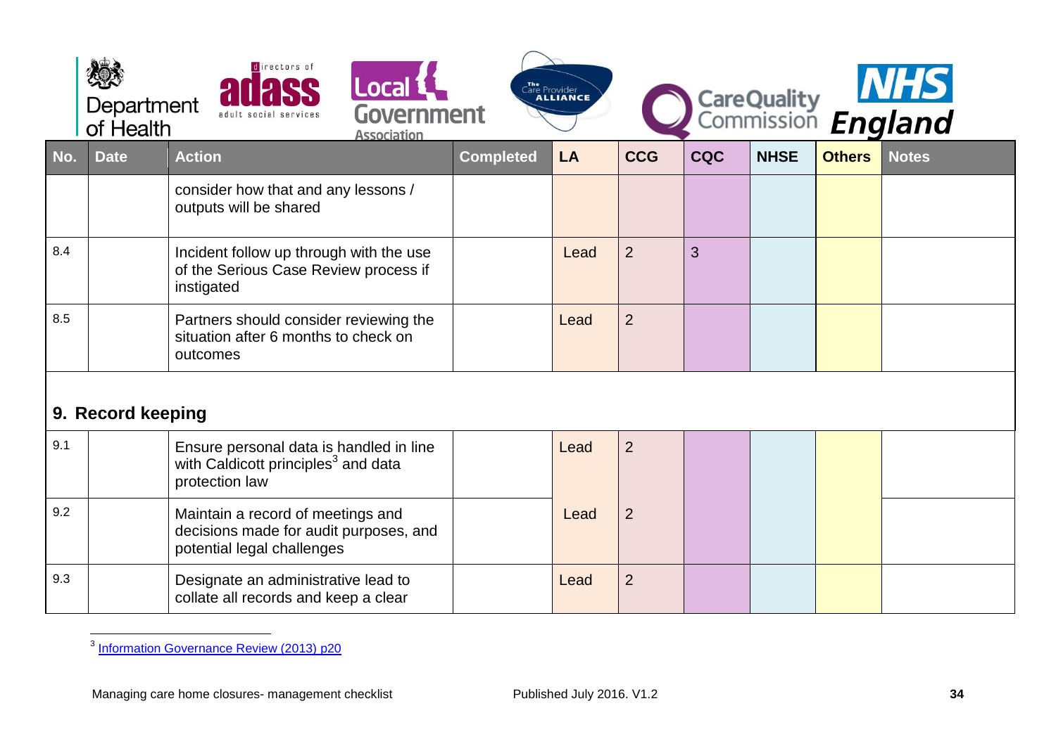| No. | Date | Action | Completed | LA | CCG | CQC | NHSE | Others | Notes |
|---|---|---|---|---|---|---|---|---|---|
| | | consider how that and any lessons / outputs will be shared | | | | | | | |
| 8.4 | | Incident follow up through with the use of the Serious Case Review process if instigated | | Lead | 2 | 3 | | | |
| 8.5 | | Partners should consider reviewing the situation after 6 months to check on outcomes | | Lead | 2 | | | | |
| **9. Record keeping** | | | | | | | | | |
| 9.1 | | Ensure personal data is handled in line with Caldicott principles[3] and data protection law | | Lead | 2 | | | | |
| 9.2 | | Maintain a record of meetings and decisions made for audit purposes, and potential legal challenges | | Lead | 2 | | | | |
| 9.3 | | Designate an administrative lead to collate all records and keep a clear | | Lead | 2 | | | | |

[3] Information Governance Review (2013) p20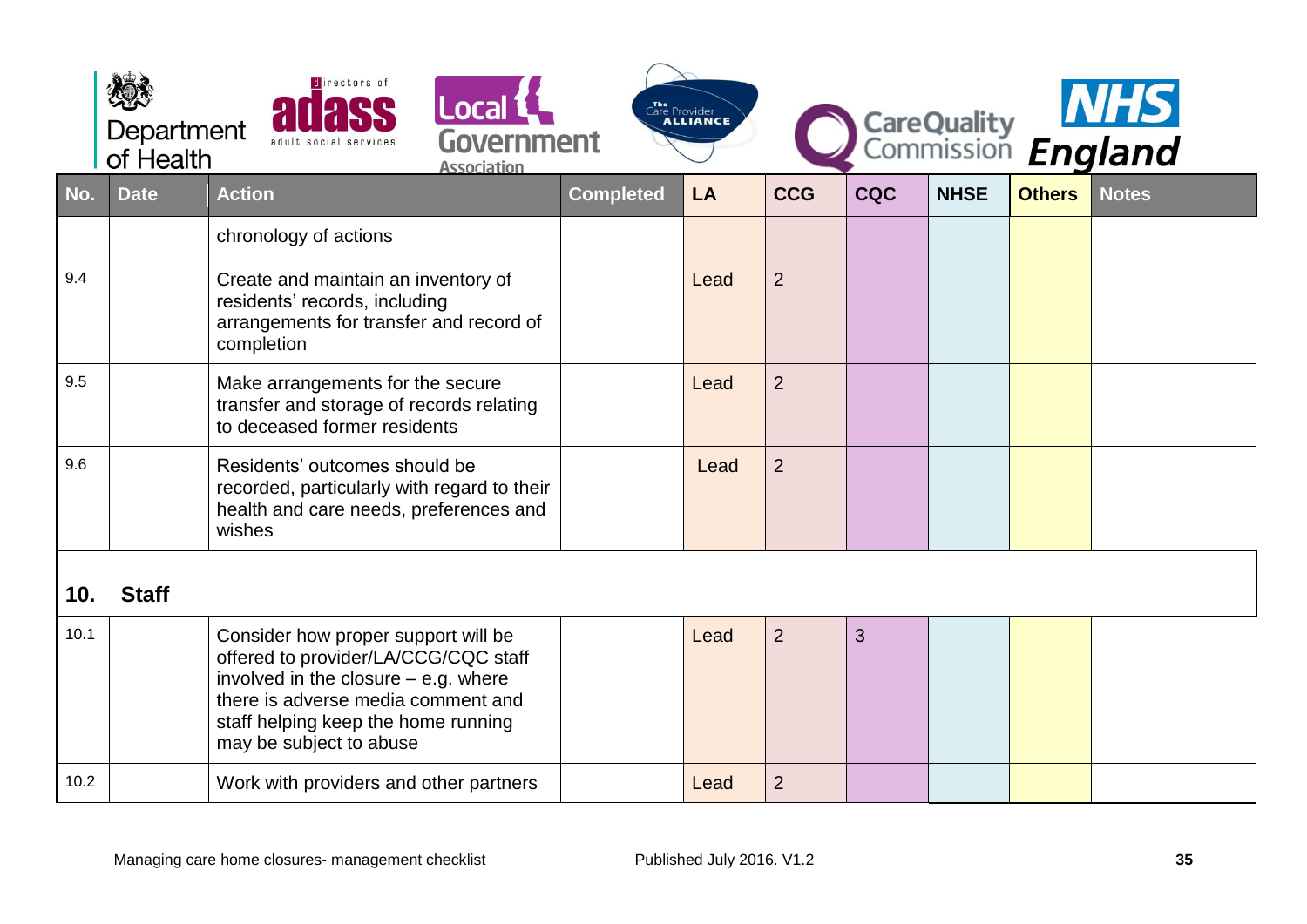| No. | Date | Action | Completed | LA | CCG | CQC | NHSE | Others | Notes |
|---|---|---|---|---|---|---|---|---|---|
| | | chronology of actions | | | | | | | |
| 9.4 | | Create and maintain an inventory of residents' records, including arrangements for transfer and record of completion | | Lead | 2 | | | | |
| 9.5 | | Make arrangements for the secure transfer and storage of records relating to deceased former residents | | Lead | 2 | | | | |
| 9.6 | | Residents' outcomes should be recorded, particularly with regard to their health and care needs, preferences and wishes | | Lead | 2 | | | | |
| **10.** | **Staff** | | | | | | | | |
| 10.1 | | Consider how proper support will be offered to provider/LA/CCG/CQC staff involved in the closure – e.g. where there is adverse media comment and staff helping keep the home running may be subject to abuse | | Lead | 2 | 3 | | | |
| 10.2 | | Work with providers and other partners | | Lead | 2 | | | | |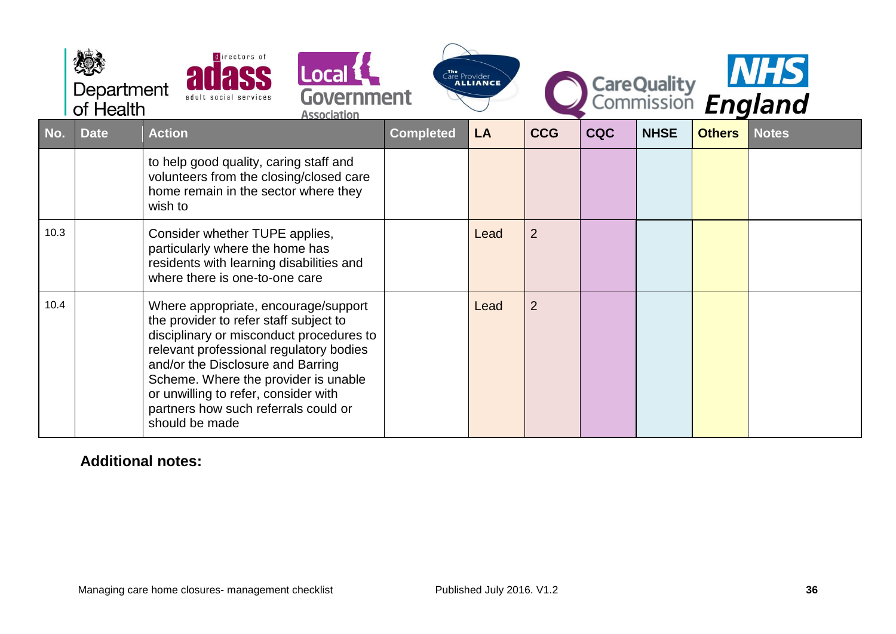| No. | Date | Action | Completed | LA | CCG | CQC | NHSE | Others | Notes |
| --- | --- | --- | --- | --- | --- | --- | --- | --- | --- |
| | | to help good quality, caring staff and volunteers from the closing/closed care home remain in the sector where they wish to | | | | | | | |
| 10.3 | | Consider whether TUPE applies, particularly where the home has residents with learning disabilities and where there is one-to-one care | | Lead | 2 | | | | |
| 10.4 | | Where appropriate, encourage/support the provider to refer staff subject to disciplinary or misconduct procedures to relevant professional regulatory bodies and/or the Disclosure and Barring Scheme. Where the provider is unable or unwilling to refer, consider with partners how such referrals could or should be made | | Lead | 2 | | | | |

**Additional notes:**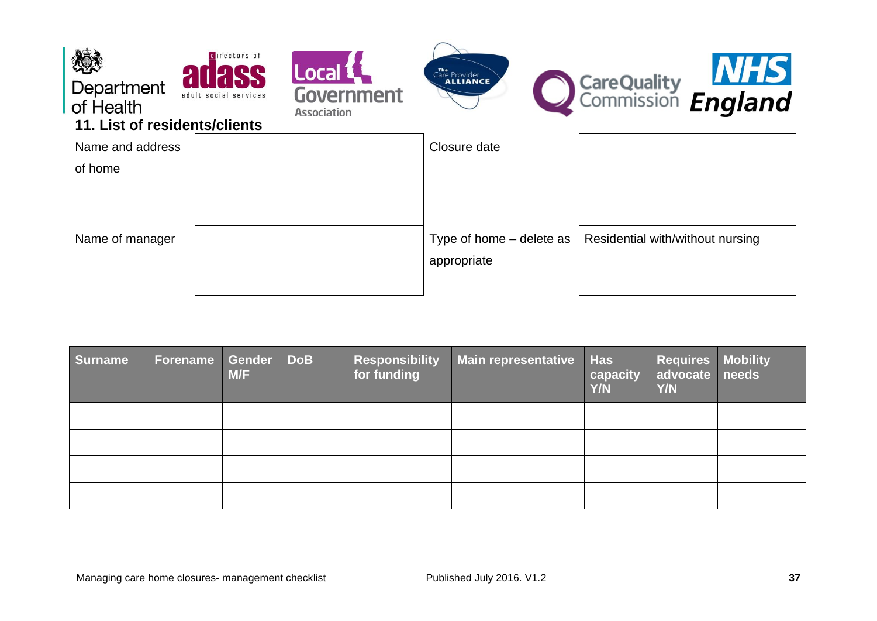## 11. List of residents/clients

| | | | |
|---|---|---|---|
| Name and address of home | | Closure date | |
| Name of manager | | Type of home – delete as appropriate | Residential with/without nursing |

| Surname | Forename | Gender M/F | DoB | Responsibility for funding | Main representative | Has capacity Y/N | Requires advocate Y/N | Mobility needs |
|---|---|---|---|---|---|---|---|---|
| | | | | | | | | |
| | | | | | | | | |
| | | | | | | | | |
| | | | | | | | | |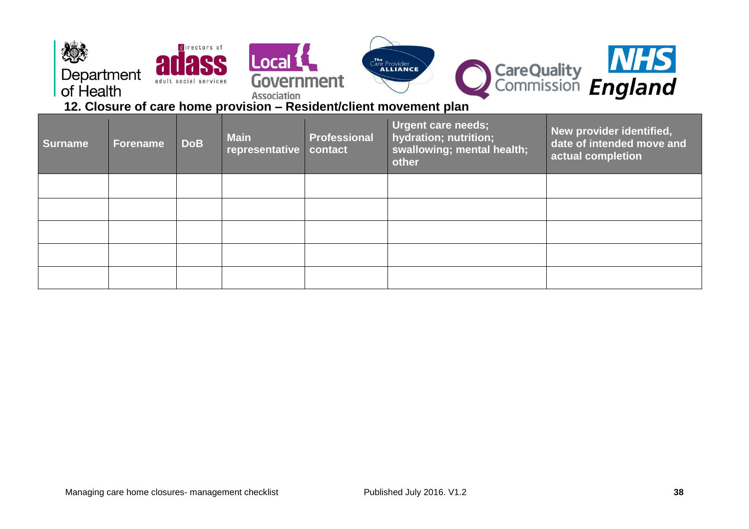## 12. Closure of care home provision – Resident/client movement plan

| Surname | Forename | DoB | Main representative | Professional contact | Urgent care needs; hydration; nutrition; swallowing; mental health; other | New provider identified, date of intended move and actual completion |
|---|---|---|---|---|---|---|
| | | | | | | |
| | | | | | | |
| | | | | | | |
| | | | | | | |
| | | | | | | |